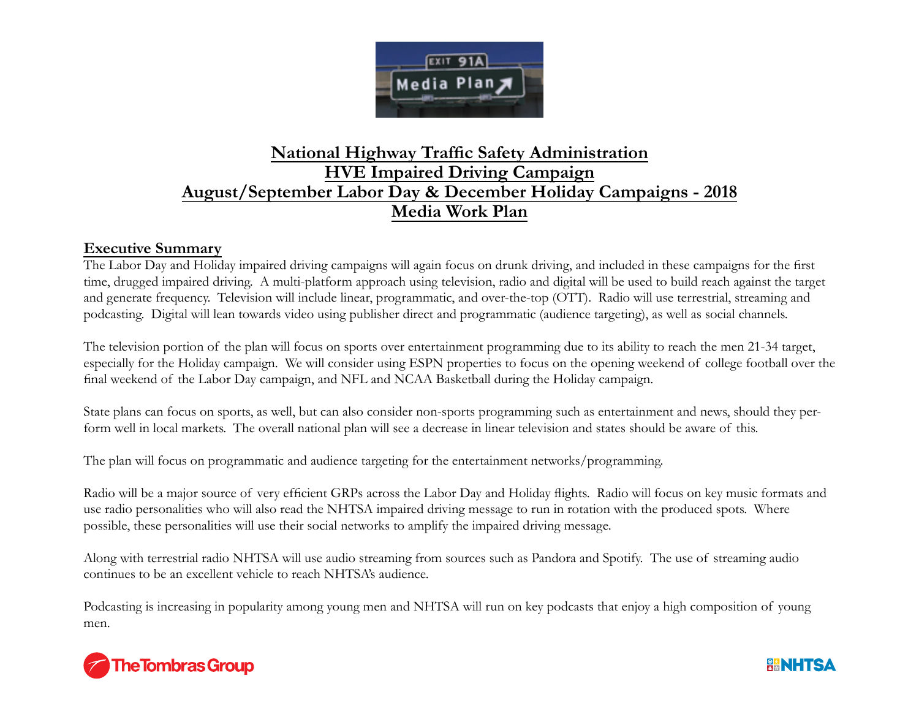# National Highway Traffic Safety Administration
# HVE Impaired Driving Campaign
# August/September Labor Day & December Holiday Campaigns - 2018
# Media Work Plan

## Executive Summary

The Labor Day and Holiday impaired driving campaigns will again focus on drunk driving, and included in these campaigns for the first time, drugged impaired driving. A multi-platform approach using television, radio and digital will be used to build reach against the target and generate frequency. Television will include linear, programmatic, and over-the-top (OTT). Radio will use terrestrial, streaming and podcasting. Digital will lean towards video using publisher direct and programmatic (audience targeting), as well as social channels.

The television portion of the plan will focus on sports over entertainment programming due to its ability to reach the men 21-34 target, especially for the Holiday campaign. We will consider using ESPN properties to focus on the opening weekend of college football over the final weekend of the Labor Day campaign, and NFL and NCAA Basketball during the Holiday campaign.

State plans can focus on sports, as well, but can also consider non-sports programming such as entertainment and news, should they perform well in local markets. The overall national plan will see a decrease in linear television and states should be aware of this.

The plan will focus on programmatic and audience targeting for the entertainment networks/programming.

Radio will be a major source of very efficient GRPs across the Labor Day and Holiday flights. Radio will focus on key music formats and use radio personalities who will also read the NHTSA impaired driving message to run in rotation with the produced spots. Where possible, these personalities will use their social networks to amplify the impaired driving message.

Along with terrestrial radio NHTSA will use audio streaming from sources such as Pandora and Spotify. The use of streaming audio continues to be an excellent vehicle to reach NHTSA's audience.

Podcasting is increasing in popularity among young men and NHTSA will run on key podcasts that enjoy a high composition of young men.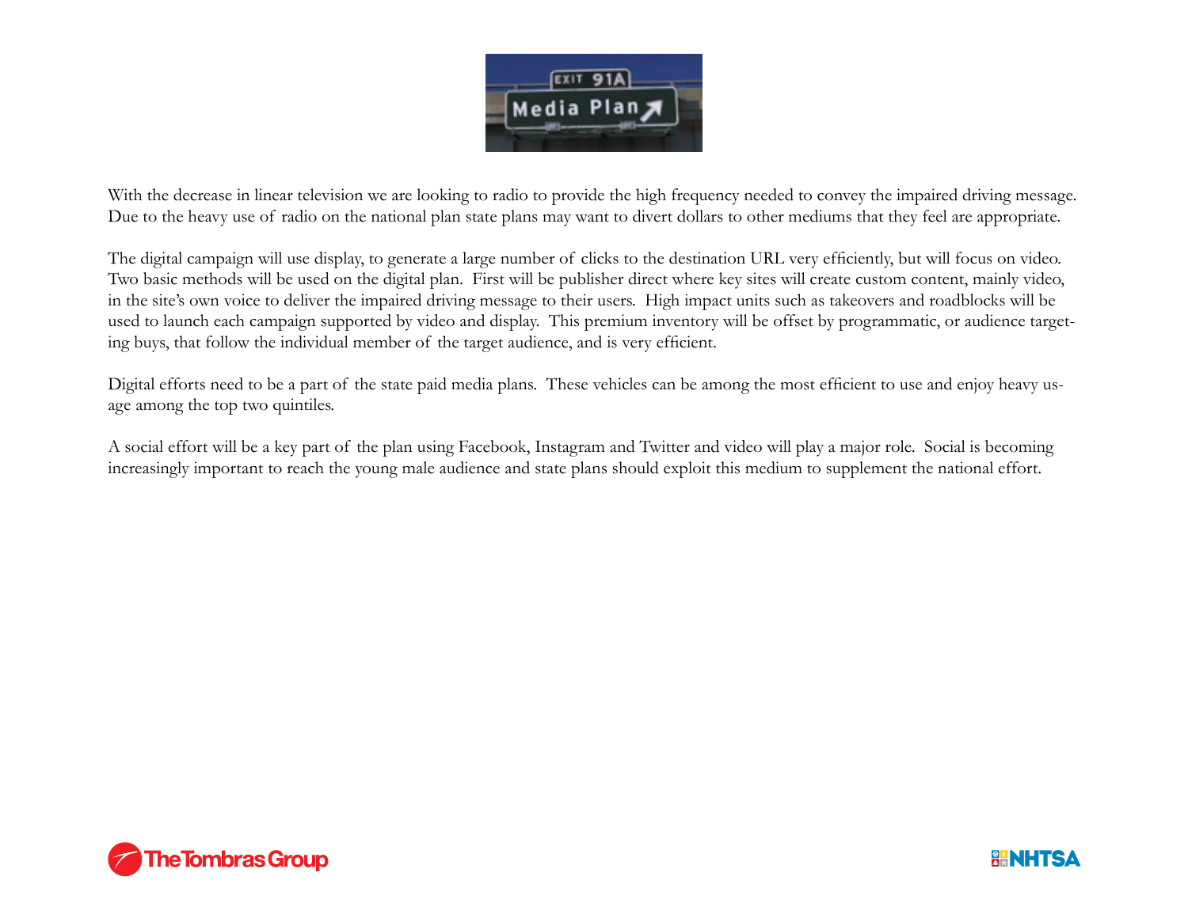With the decrease in linear television we are looking to radio to provide the high frequency needed to convey the impaired driving message. Due to the heavy use of radio on the national plan state plans may want to divert dollars to other mediums that they feel are appropriate.

The digital campaign will use display, to generate a large number of clicks to the destination URL very efficiently, but will focus on video. Two basic methods will be used on the digital plan. First will be publisher direct where key sites will create custom content, mainly video, in the site's own voice to deliver the impaired driving message to their users. High impact units such as takeovers and roadblocks will be used to launch each campaign supported by video and display. This premium inventory will be offset by programmatic, or audience targeting buys, that follow the individual member of the target audience, and is very efficient.

Digital efforts need to be a part of the state paid media plans. These vehicles can be among the most efficient to use and enjoy heavy usage among the top two quintiles.

A social effort will be a key part of the plan using Facebook, Instagram and Twitter and video will play a major role. Social is becoming increasingly important to reach the young male audience and state plans should exploit this medium to supplement the national effort.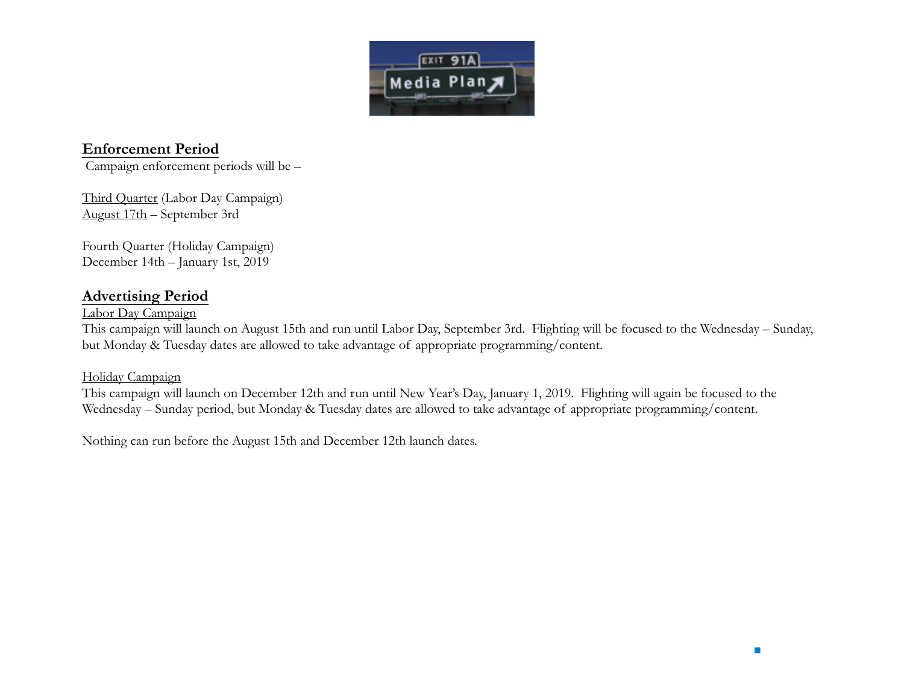## Enforcement Period

Campaign enforcement periods will be –

Third Quarter (Labor Day Campaign)
August 17th – September 3rd

Fourth Quarter (Holiday Campaign)
December 14th – January 1st, 2019

## Advertising Period

Labor Day Campaign
This campaign will launch on August 15th and run until Labor Day, September 3rd. Flighting will be focused to the Wednesday – Sunday, but Monday & Tuesday dates are allowed to take advantage of appropriate programming/content.

Holiday Campaign
This campaign will launch on December 12th and run until New Year's Day, January 1, 2019. Flighting will again be focused to the Wednesday – Sunday period, but Monday & Tuesday dates are allowed to take advantage of appropriate programming/content.

Nothing can run before the August 15th and December 12th launch dates.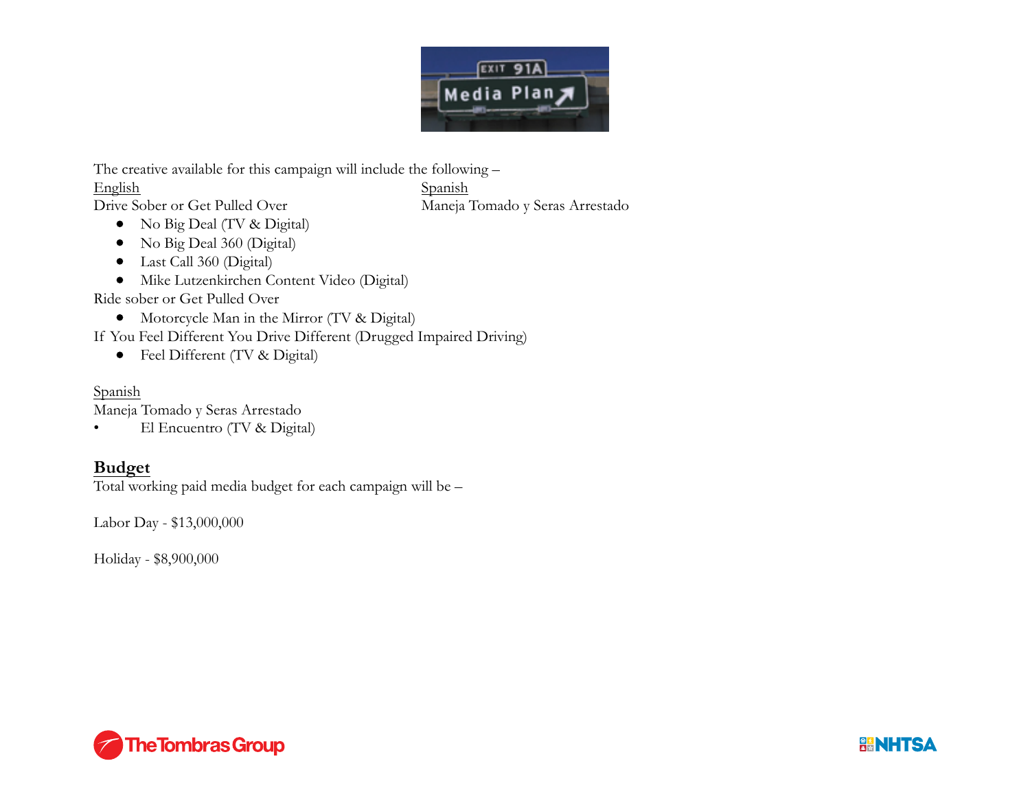The creative available for this campaign will include the following –

<u>English</u>

Drive Sober or Get Pulled Over

- No Big Deal (TV & Digital)
- No Big Deal 360 (Digital)
- Last Call 360 (Digital)
- Mike Lutzenkirchen Content Video (Digital)

Ride sober or Get Pulled Over

- Motorcycle Man in the Mirror (TV & Digital)

If You Feel Different You Drive Different (Drugged Impaired Driving)

- Feel Different (TV & Digital)

<u>Spanish</u>

Maneja Tomado y Seras Arrestado

<u>Spanish</u>

Maneja Tomado y Seras Arrestado

- El Encuentro (TV & Digital)

## Budget

Total working paid media budget for each campaign will be –

Labor Day - $13,000,000

Holiday - $8,900,000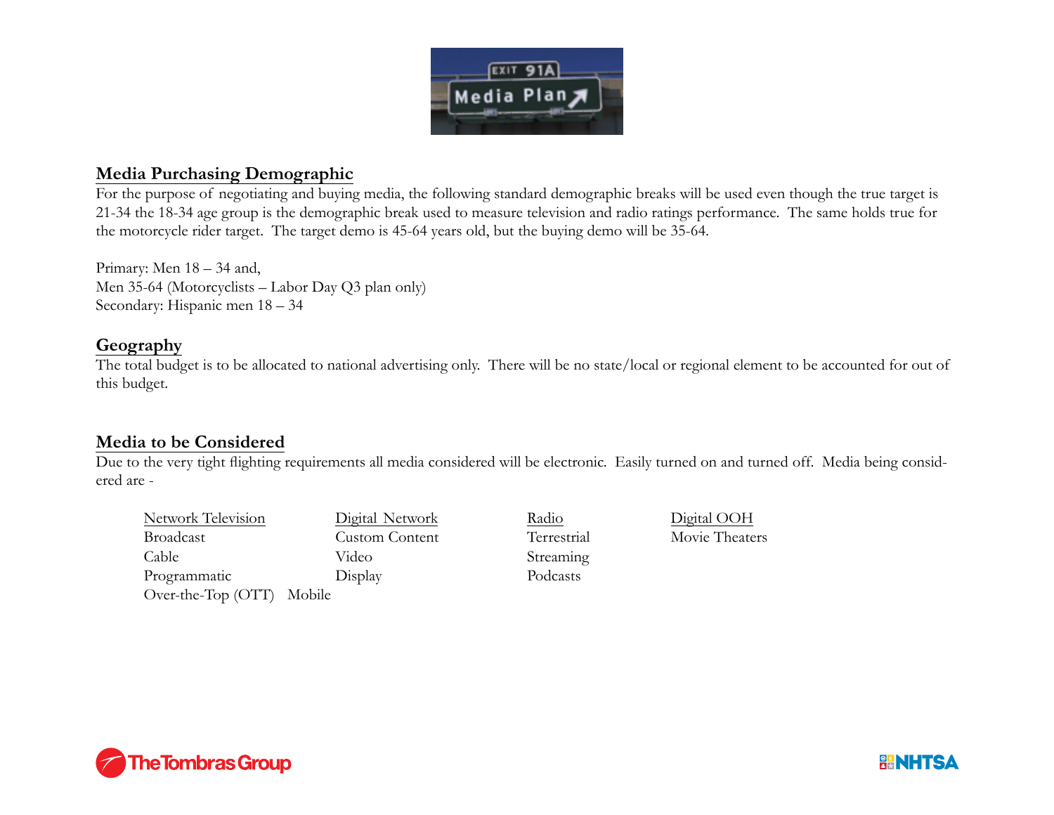## Media Purchasing Demographic

For the purpose of negotiating and buying media, the following standard demographic breaks will be used even though the true target is 21-34 the 18-34 age group is the demographic break used to measure television and radio ratings performance. The same holds true for the motorcycle rider target. The target demo is 45-64 years old, but the buying demo will be 35-64.

Primary: Men 18 – 34 and,
Men 35-64 (Motorcyclists – Labor Day Q3 plan only)
Secondary: Hispanic men 18 – 34

## Geography

The total budget is to be allocated to national advertising only. There will be no state/local or regional element to be accounted for out of this budget.

## Media to be Considered

Due to the very tight flighting requirements all media considered will be electronic. Easily turned on and turned off. Media being considered are -

| Network Television | Digital Network | Radio | Digital OOH |
|---|---|---|---|
| Broadcast | Custom Content | Terrestrial | Movie Theaters |
| Cable | Video | Streaming | |
| Programmatic | Display | Podcasts | |
| Over-the-Top (OTT) | Mobile | | |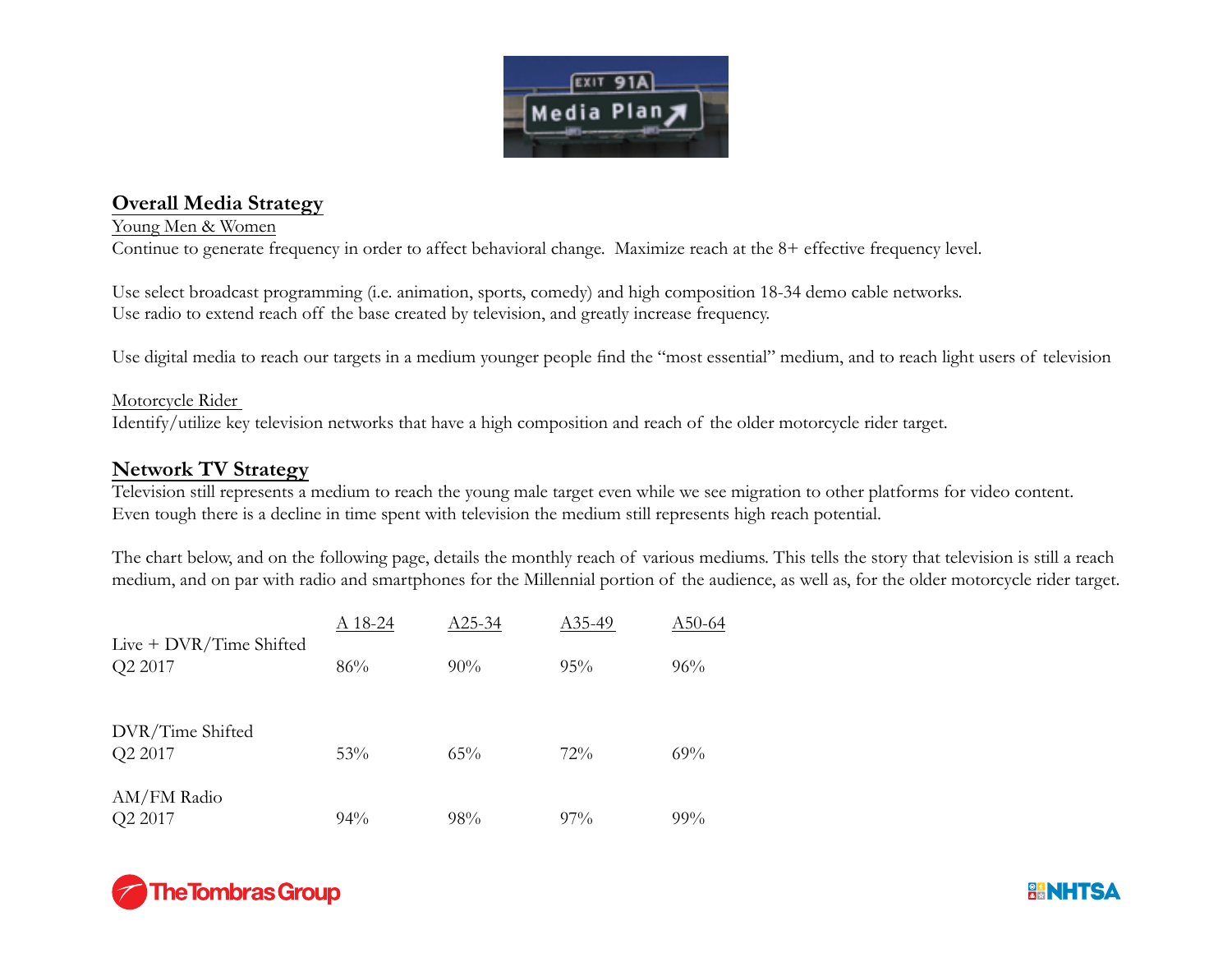## Overall Media Strategy

Young Men & Women

Continue to generate frequency in order to affect behavioral change. Maximize reach at the 8+ effective frequency level.

Use select broadcast programming (i.e. animation, sports, comedy) and high composition 18-34 demo cable networks.
Use radio to extend reach off the base created by television, and greatly increase frequency.

Use digital media to reach our targets in a medium younger people find the "most essential" medium, and to reach light users of television

Motorcycle Rider

Identify/utilize key television networks that have a high composition and reach of the older motorcycle rider target.

## Network TV Strategy

Television still represents a medium to reach the young male target even while we see migration to other platforms for video content.
Even tough there is a decline in time spent with television the medium still represents high reach potential.

The chart below, and on the following page, details the monthly reach of various mediums. This tells the story that television is still a reach medium, and on par with radio and smartphones for the Millennial portion of the audience, as well as, for the older motorcycle rider target.

| | A 18-24 | A25-34 | A35-49 | A50-64 |
|---|---|---|---|---|
| Live + DVR/Time Shifted Q2 2017 | 86% | 90% | 95% | 96% |
| DVR/Time Shifted Q2 2017 | 53% | 65% | 72% | 69% |
| AM/FM Radio Q2 2017 | 94% | 98% | 97% | 99% |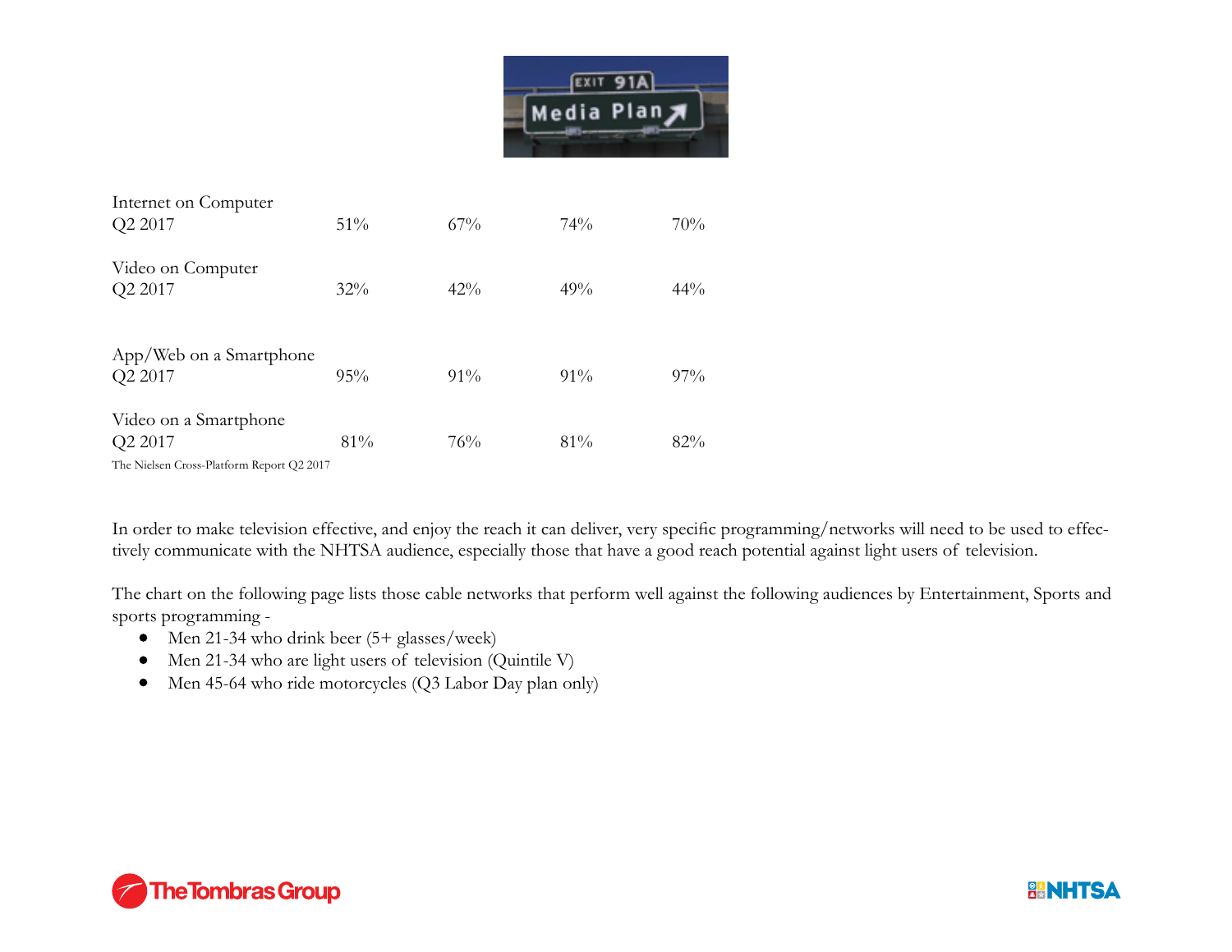| | | | | |
|---|---|---|---|---|
| Internet on Computer Q2 2017 | 51% | 67% | 74% | 70% |
| Video on Computer Q2 2017 | 32% | 42% | 49% | 44% |
| App/Web on a Smartphone Q2 2017 | 95% | 91% | 91% | 97% |
| Video on a Smartphone Q2 2017 | 81% | 76% | 81% | 82% |

The Nielsen Cross-Platform Report Q2 2017

In order to make television effective, and enjoy the reach it can deliver, very specific programming/networks will need to be used to effectively communicate with the NHTSA audience, especially those that have a good reach potential against light users of television.

The chart on the following page lists those cable networks that perform well against the following audiences by Entertainment, Sports and sports programming -

- Men 21-34 who drink beer (5+ glasses/week)
- Men 21-34 who are light users of television (Quintile V)
- Men 45-64 who ride motorcycles (Q3 Labor Day plan only)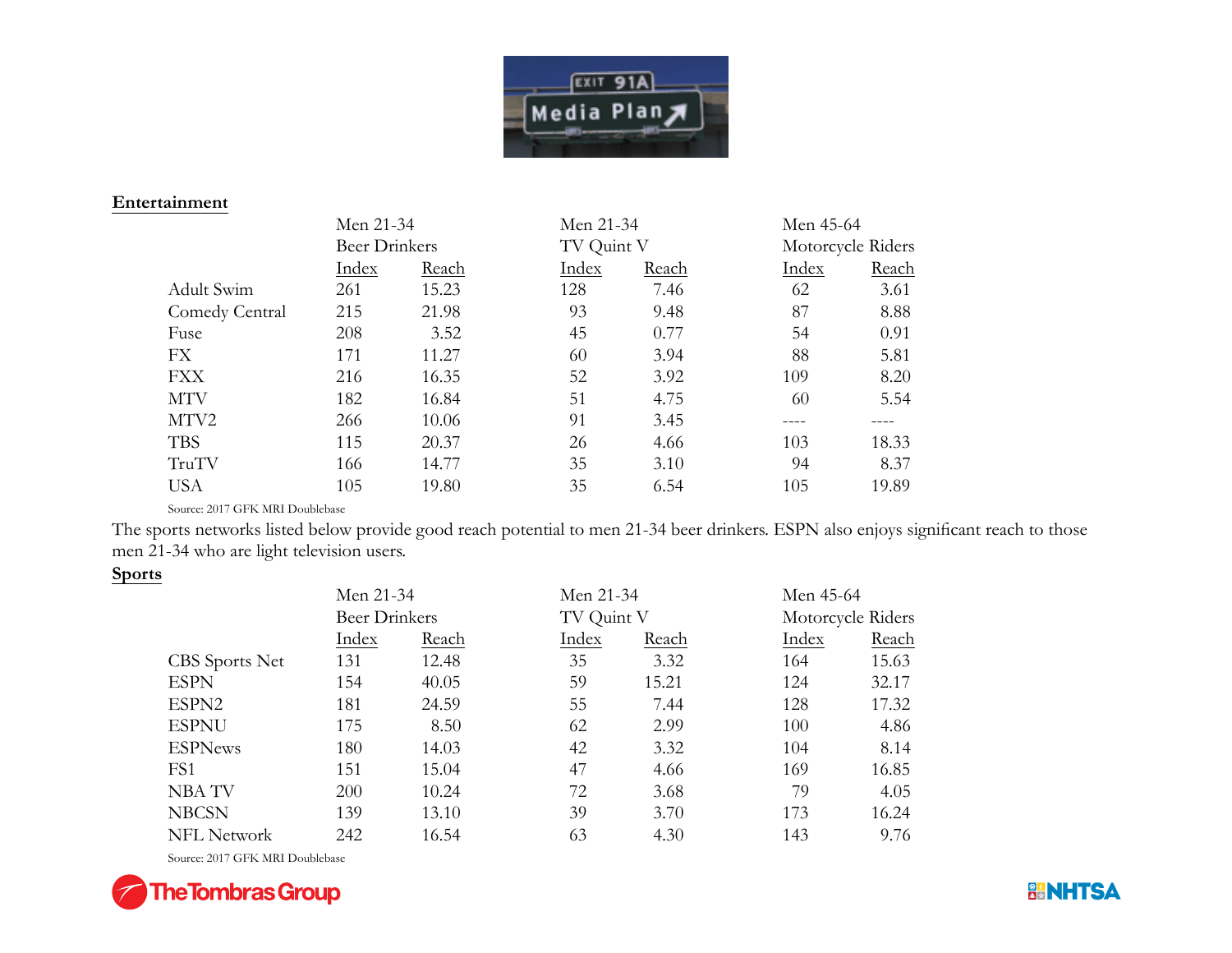## Entertainment

| | Men 21-34 Beer Drinkers | | Men 21-34 TV Quint V | | Men 45-64 Motorcycle Riders | |
|---|---|---|---|---|---|---|
| | Index | Reach | Index | Reach | Index | Reach |
| Adult Swim | 261 | 15.23 | 128 | 7.46 | 62 | 3.61 |
| Comedy Central | 215 | 21.98 | 93 | 9.48 | 87 | 8.88 |
| Fuse | 208 | 3.52 | 45 | 0.77 | 54 | 0.91 |
| FX | 171 | 11.27 | 60 | 3.94 | 88 | 5.81 |
| FXX | 216 | 16.35 | 52 | 3.92 | 109 | 8.20 |
| MTV | 182 | 16.84 | 51 | 4.75 | 60 | 5.54 |
| MTV2 | 266 | 10.06 | 91 | 3.45 | ---- | ---- |
| TBS | 115 | 20.37 | 26 | 4.66 | 103 | 18.33 |
| TruTV | 166 | 14.77 | 35 | 3.10 | 94 | 8.37 |
| USA | 105 | 19.80 | 35 | 6.54 | 105 | 19.89 |

Source: 2017 GFK MRI Doublebase

The sports networks listed below provide good reach potential to men 21-34 beer drinkers. ESPN also enjoys significant reach to those men 21-34 who are light television users.

## Sports

| | Men 21-34 Beer Drinkers | | Men 21-34 TV Quint V | | Men 45-64 Motorcycle Riders | |
|---|---|---|---|---|---|---|
| | Index | Reach | Index | Reach | Index | Reach |
| CBS Sports Net | 131 | 12.48 | 35 | 3.32 | 164 | 15.63 |
| ESPN | 154 | 40.05 | 59 | 15.21 | 124 | 32.17 |
| ESPN2 | 181 | 24.59 | 55 | 7.44 | 128 | 17.32 |
| ESPNU | 175 | 8.50 | 62 | 2.99 | 100 | 4.86 |
| ESPNews | 180 | 14.03 | 42 | 3.32 | 104 | 8.14 |
| FS1 | 151 | 15.04 | 47 | 4.66 | 169 | 16.85 |
| NBA TV | 200 | 10.24 | 72 | 3.68 | 79 | 4.05 |
| NBCSN | 139 | 13.10 | 39 | 3.70 | 173 | 16.24 |
| NFL Network | 242 | 16.54 | 63 | 4.30 | 143 | 9.76 |

Source: 2017 GFK MRI Doublebase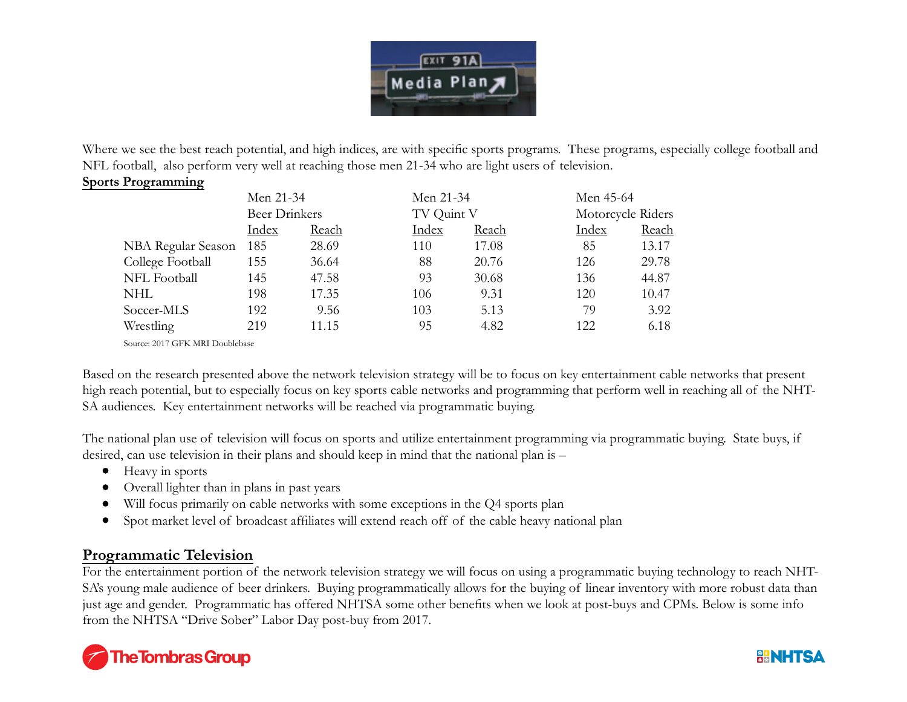Where we see the best reach potential, and high indices, are with specific sports programs. These programs, especially college football and NFL football, also perform very well at reaching those men 21-34 who are light users of television.

**Sports Programming**

| | Men 21-34 Beer Drinkers | | Men 21-34 TV Quint V | | Men 45-64 Motorcycle Riders | |
|---|---|---|---|---|---|---|
| | Index | Reach | Index | Reach | Index | Reach |
| NBA Regular Season | 185 | 28.69 | 110 | 17.08 | 85 | 13.17 |
| College Football | 155 | 36.64 | 88 | 20.76 | 126 | 29.78 |
| NFL Football | 145 | 47.58 | 93 | 30.68 | 136 | 44.87 |
| NHL | 198 | 17.35 | 106 | 9.31 | 120 | 10.47 |
| Soccer-MLS | 192 | 9.56 | 103 | 5.13 | 79 | 3.92 |
| Wrestling | 219 | 11.15 | 95 | 4.82 | 122 | 6.18 |

Source: 2017 GFK MRI Doublebase

Based on the research presented above the network television strategy will be to focus on key entertainment cable networks that present high reach potential, but to especially focus on key sports cable networks and programming that perform well in reaching all of the NHTSA audiences. Key entertainment networks will be reached via programmatic buying.

The national plan use of television will focus on sports and utilize entertainment programming via programmatic buying. State buys, if desired, can use television in their plans and should keep in mind that the national plan is –

- Heavy in sports
- Overall lighter than in plans in past years
- Will focus primarily on cable networks with some exceptions in the Q4 sports plan
- Spot market level of broadcast affiliates will extend reach off of the cable heavy national plan

## Programmatic Television

For the entertainment portion of the network television strategy we will focus on using a programmatic buying technology to reach NHTSA's young male audience of beer drinkers. Buying programmatically allows for the buying of linear inventory with more robust data than just age and gender. Programmatic has offered NHTSA some other benefits when we look at post-buys and CPMs. Below is some info from the NHTSA "Drive Sober" Labor Day post-buy from 2017.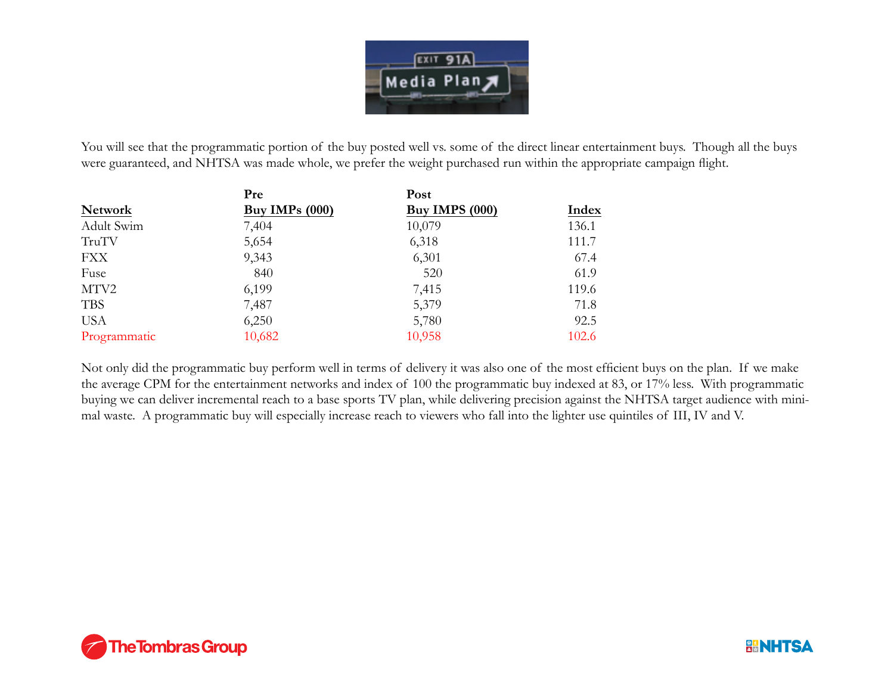You will see that the programmatic portion of the buy posted well vs. some of the direct linear entertainment buys. Though all the buys were guaranteed, and NHTSA was made whole, we prefer the weight purchased run within the appropriate campaign flight.

| Network | Pre Buy IMPs (000) | Post Buy IMPS (000) | Index |
|---|---|---|---|
| Adult Swim | 7,404 | 10,079 | 136.1 |
| TruTV | 5,654 | 6,318 | 111.7 |
| FXX | 9,343 | 6,301 | 67.4 |
| Fuse | 840 | 520 | 61.9 |
| MTV2 | 6,199 | 7,415 | 119.6 |
| TBS | 7,487 | 5,379 | 71.8 |
| USA | 6,250 | 5,780 | 92.5 |
| Programmatic | 10,682 | 10,958 | 102.6 |

Not only did the programmatic buy perform well in terms of delivery it was also one of the most efficient buys on the plan. If we make the average CPM for the entertainment networks and index of 100 the programmatic buy indexed at 83, or 17% less. With programmatic buying we can deliver incremental reach to a base sports TV plan, while delivering precision against the NHTSA target audience with minimal waste. A programmatic buy will especially increase reach to viewers who fall into the lighter use quintiles of III, IV and V.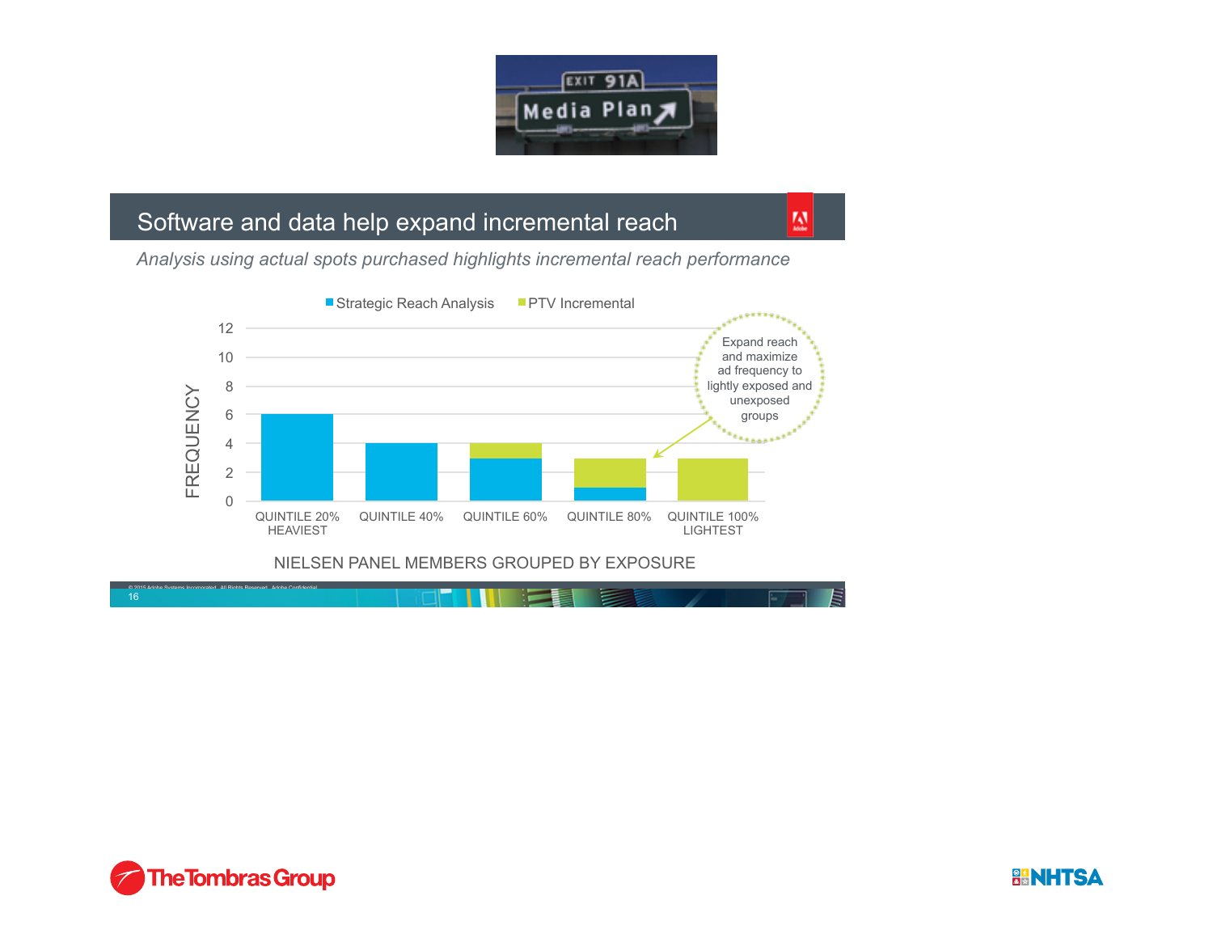EXIT 91A

Media Plan

## Software and data help expand incremental reach

*Analysis using actual spots purchased highlights incremental reach performance*

| Nielsen Panel Members Grouped by Exposure | Strategic Reach Analysis | PTV Incremental |
|---|---|---|
| Quintile 20% Heaviest | 6 | 0 |
| Quintile 40% | 4 | 0 |
| Quintile 60% | 3 | 1 |
| Quintile 80% | 1 | 2 |
| Quintile 100% Lightest | 0 | 3 |

FREQUENCY

NIELSEN PANEL MEMBERS GROUPED BY EXPOSURE

Expand reach and maximize ad frequency to lightly exposed and unexposed groups

© 2015 Adobe Systems Incorporated. All Rights Reserved. Adobe Confidential.

The Tombras Group

NHTSA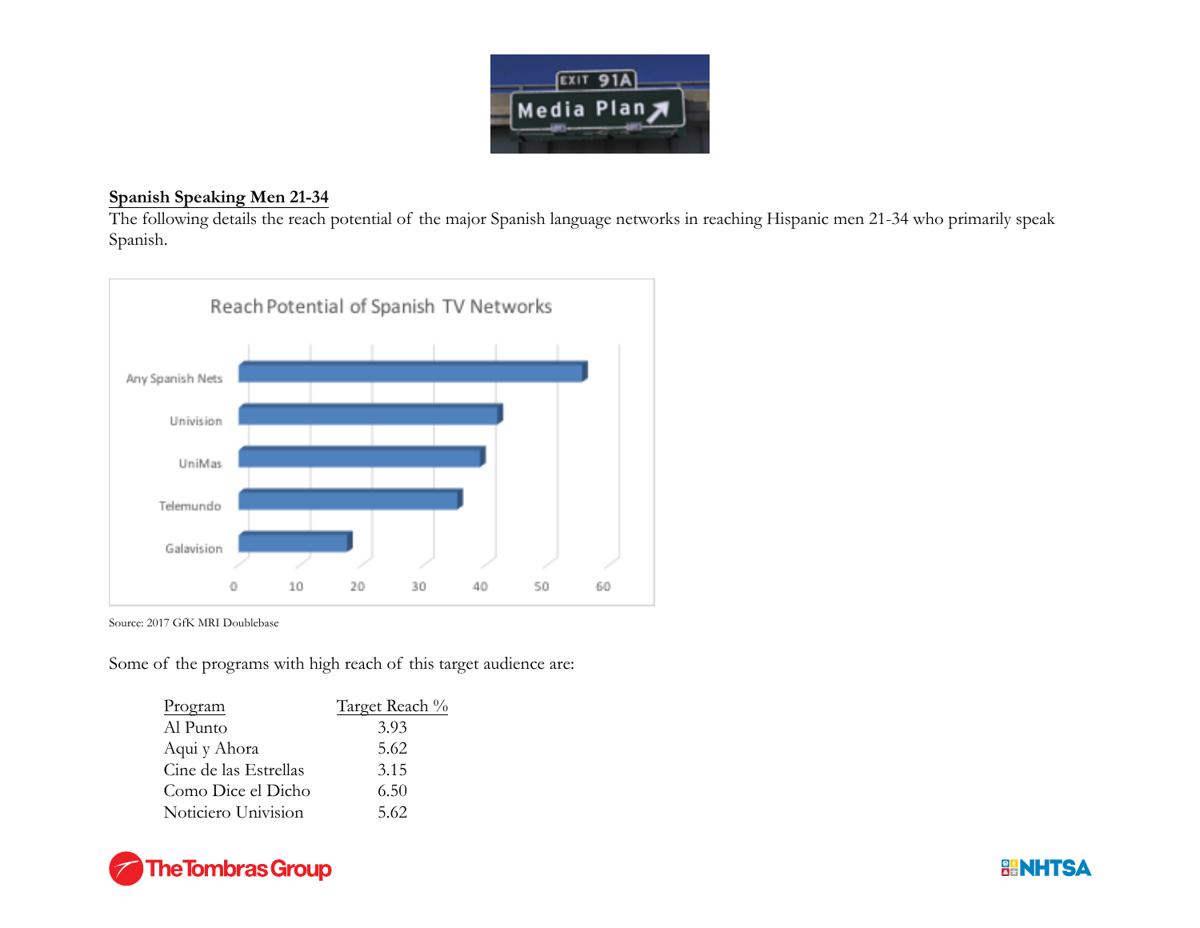## Spanish Speaking Men 21-34

The following details the reach potential of the major Spanish language networks in reaching Hispanic men 21-34 who primarily speak Spanish.

Source: 2017 GfK MRI Doublebase

Some of the programs with high reach of this target audience are:

| Program | Target Reach % |
|---|---|
| Al Punto | 3.93 |
| Aqui y Ahora | 5.62 |
| Cine de las Estrellas | 3.15 |
| Como Dice el Dicho | 6.50 |
| Noticiero Univision | 5.62 |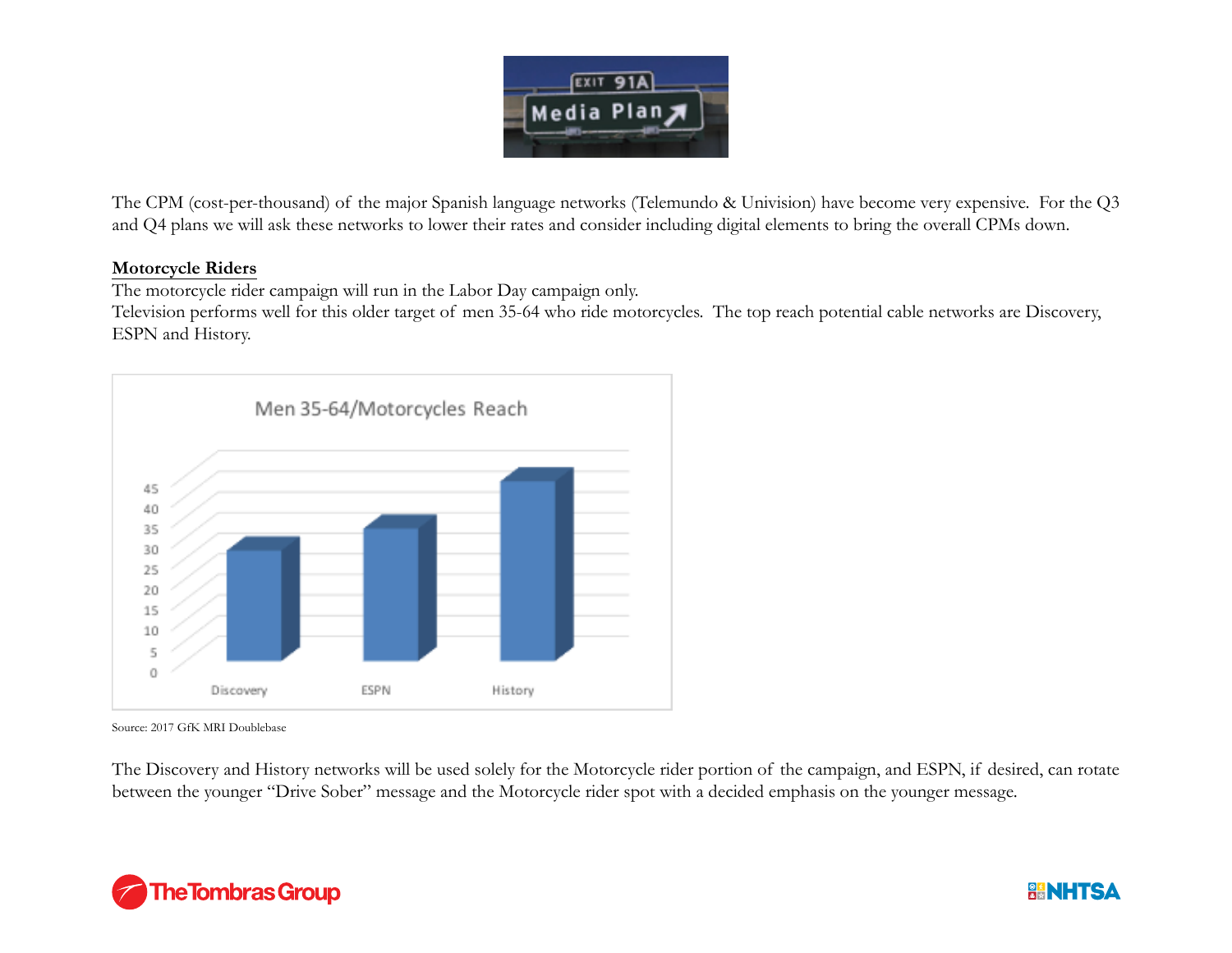The CPM (cost-per-thousand) of the major Spanish language networks (Telemundo & Univision) have become very expensive. For the Q3 and Q4 plans we will ask these networks to lower their rates and consider including digital elements to bring the overall CPMs down.

**Motorcycle Riders**

The motorcycle rider campaign will run in the Labor Day campaign only.

Television performs well for this older target of men 35-64 who ride motorcycles. The top reach potential cable networks are Discovery, ESPN and History.

Source: 2017 GfK MRI Doublebase

The Discovery and History networks will be used solely for the Motorcycle rider portion of the campaign, and ESPN, if desired, can rotate between the younger "Drive Sober" message and the Motorcycle rider spot with a decided emphasis on the younger message.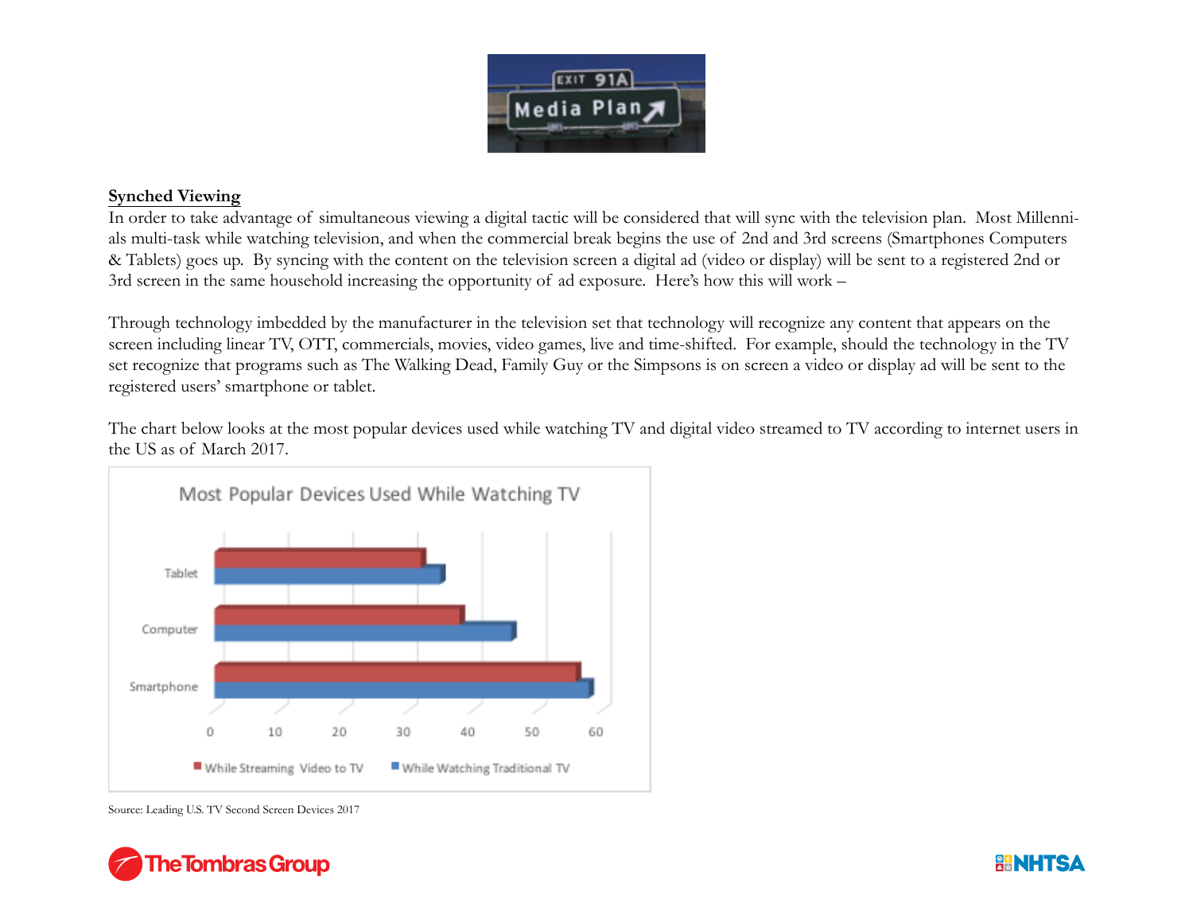## Synched Viewing

In order to take advantage of simultaneous viewing a digital tactic will be considered that will sync with the television plan. Most Millennials multi-task while watching television, and when the commercial break begins the use of 2nd and 3rd screens (Smartphones Computers & Tablets) goes up. By syncing with the content on the television screen a digital ad (video or display) will be sent to a registered 2nd or 3rd screen in the same household increasing the opportunity of ad exposure. Here's how this will work –

Through technology imbedded by the manufacturer in the television set that technology will recognize any content that appears on the screen including linear TV, OTT, commercials, movies, video games, live and time-shifted. For example, should the technology in the TV set recognize that programs such as The Walking Dead, Family Guy or the Simpsons is on screen a video or display ad will be sent to the registered users' smartphone or tablet.

The chart below looks at the most popular devices used while watching TV and digital video streamed to TV according to internet users in the US as of March 2017.

**Most Popular Devices Used While Watching TV**

| Device | While Streaming Video to TV | While Watching Traditional TV |
|---|---|---|
| Tablet | ~33 | ~36 |
| Computer | ~39 | ~47 |
| Smartphone | ~57 | ~59 |

Source: Leading U.S. TV Second Screen Devices 2017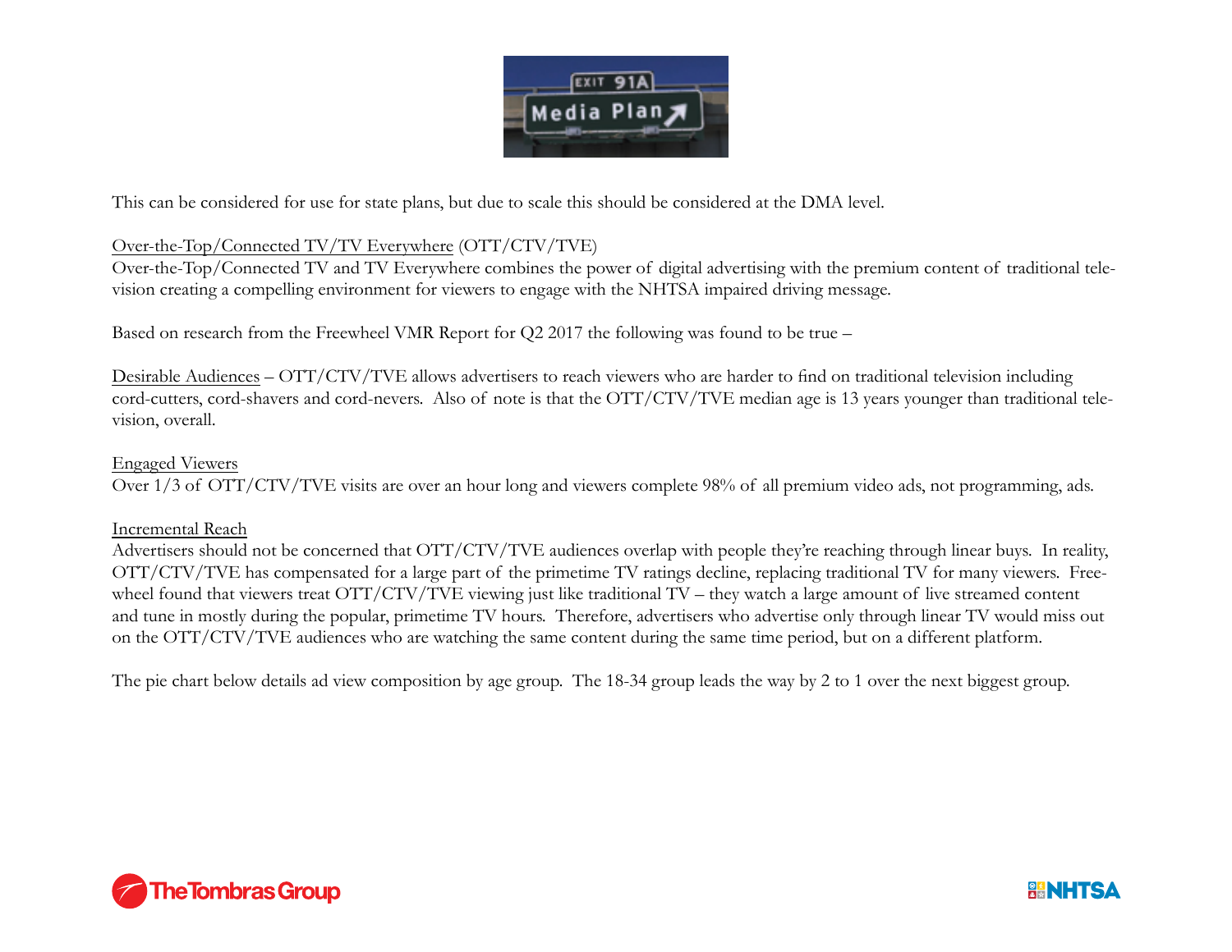This can be considered for use for state plans, but due to scale this should be considered at the DMA level.

Over-the-Top/Connected TV/TV Everywhere (OTT/CTV/TVE)
Over-the-Top/Connected TV and TV Everywhere combines the power of digital advertising with the premium content of traditional television creating a compelling environment for viewers to engage with the NHTSA impaired driving message.

Based on research from the Freewheel VMR Report for Q2 2017 the following was found to be true –

Desirable Audiences – OTT/CTV/TVE allows advertisers to reach viewers who are harder to find on traditional television including cord-cutters, cord-shavers and cord-nevers. Also of note is that the OTT/CTV/TVE median age is 13 years younger than traditional television, overall.

Engaged Viewers
Over 1/3 of OTT/CTV/TVE visits are over an hour long and viewers complete 98% of all premium video ads, not programming, ads.

Incremental Reach
Advertisers should not be concerned that OTT/CTV/TVE audiences overlap with people they're reaching through linear buys. In reality, OTT/CTV/TVE has compensated for a large part of the primetime TV ratings decline, replacing traditional TV for many viewers. Freewheel found that viewers treat OTT/CTV/TVE viewing just like traditional TV – they watch a large amount of live streamed content and tune in mostly during the popular, primetime TV hours. Therefore, advertisers who advertise only through linear TV would miss out on the OTT/CTV/TVE audiences who are watching the same content during the same time period, but on a different platform.

The pie chart below details ad view composition by age group. The 18-34 group leads the way by 2 to 1 over the next biggest group.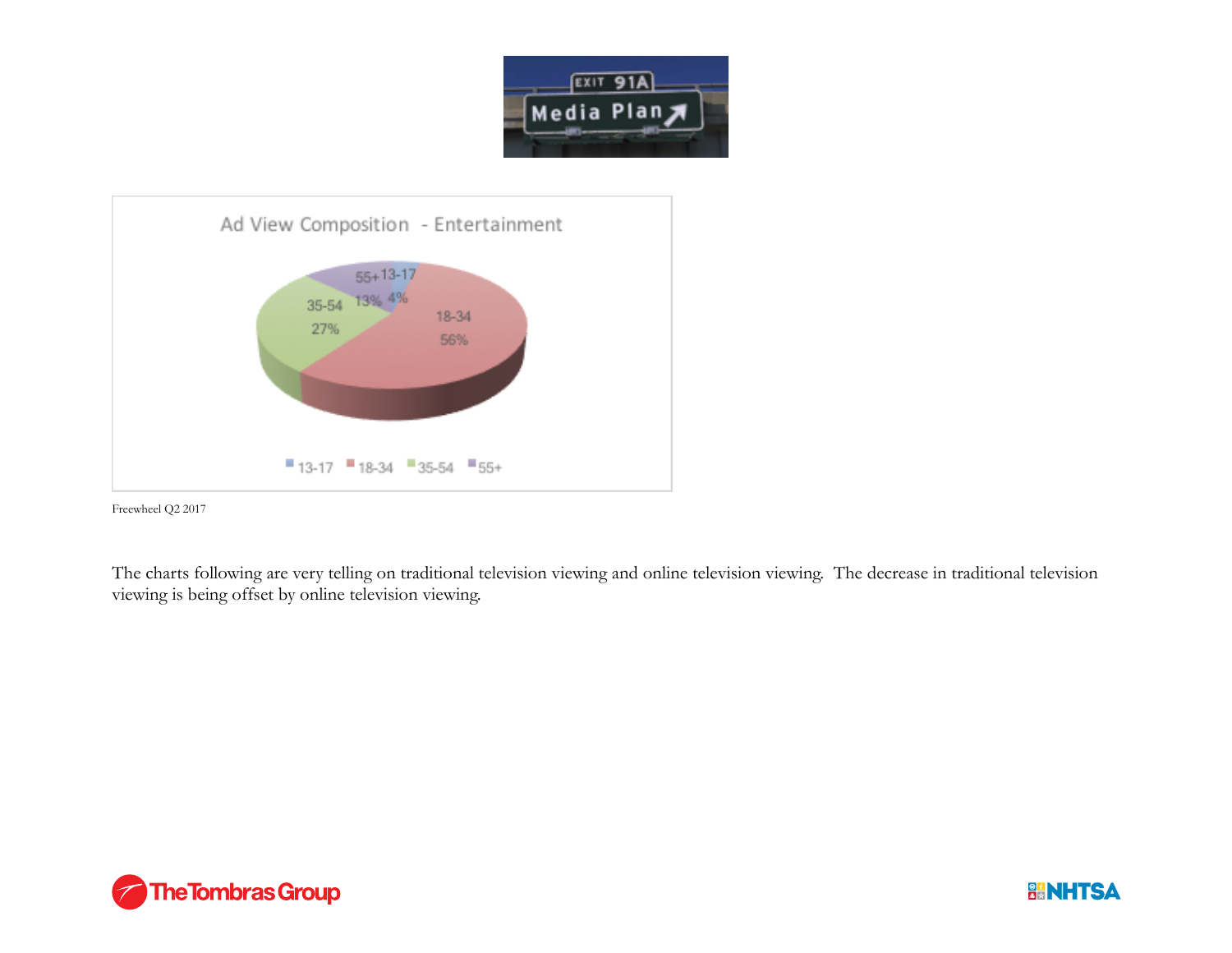Media Plan

Ad View Composition - Entertainment

| Age Group | Share |
|---|---|
| 13-17 | 4% |
| 18-34 | 56% |
| 35-54 | 27% |
| 55+ | 13% |

Freewheel Q2 2017

The charts following are very telling on traditional television viewing and online television viewing. The decrease in traditional television viewing is being offset by online television viewing.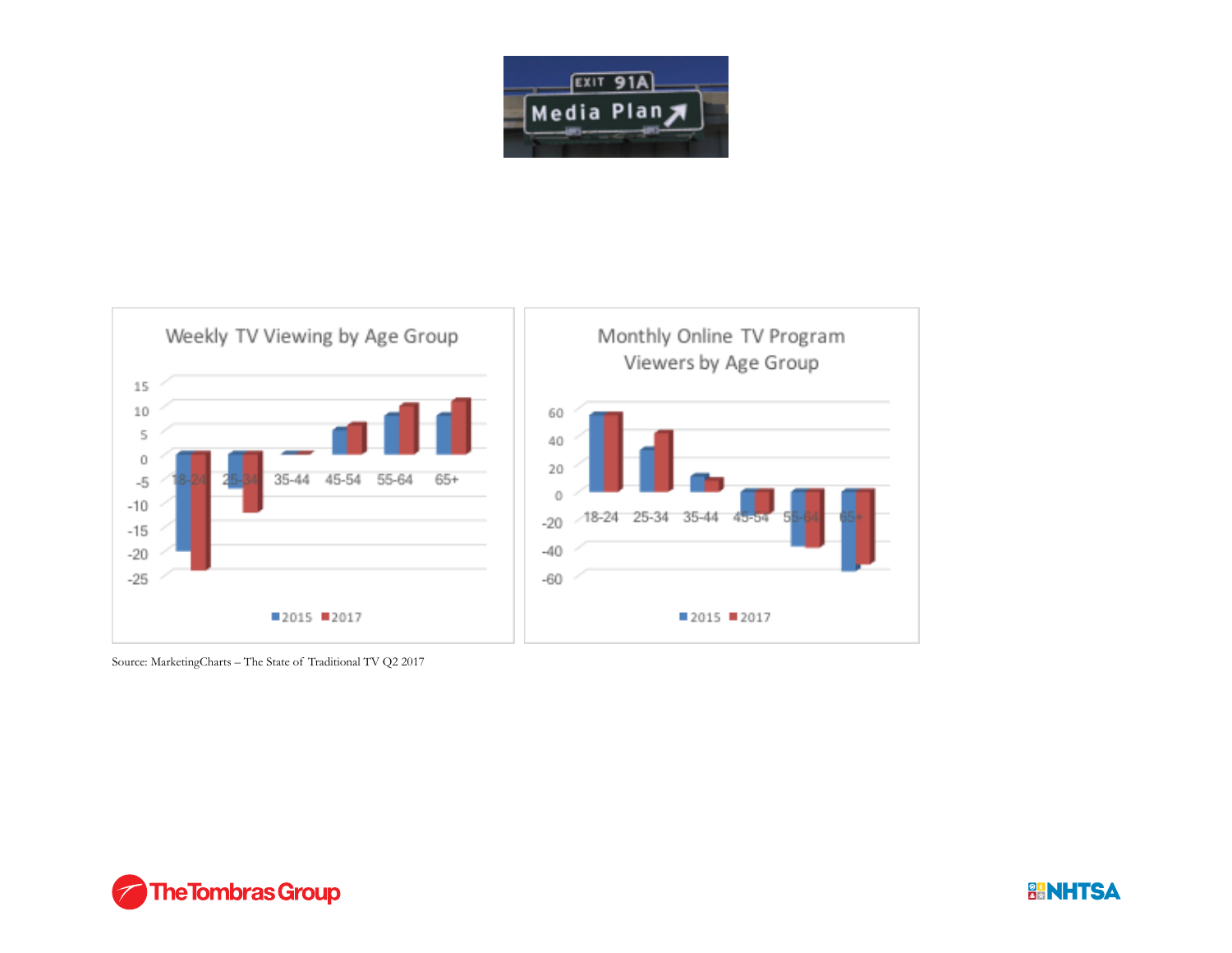Weekly TV Viewing by Age Group

| Age Group | 2015 | 2017 |
|---|---|---|
| 18-24 | -20 | -24 |
| 25-34 | -7 | -12 |
| 35-44 | 0 | 0 |
| 45-54 | 5 | 6 |
| 55-64 | 8 | 10 |
| 65+ | 8 | 11 |

Monthly Online TV Program Viewers by Age Group

| Age Group | 2015 | 2017 |
|---|---|---|
| 18-24 | 55 | 55 |
| 25-34 | 30 | 42 |
| 35-44 | 12 | 8 |
| 45-54 | -15 | -15 |
| 55-64 | -40 | -41 |
| 65+ | -58 | -53 |

Source: MarketingCharts – The State of Traditional TV Q2 2017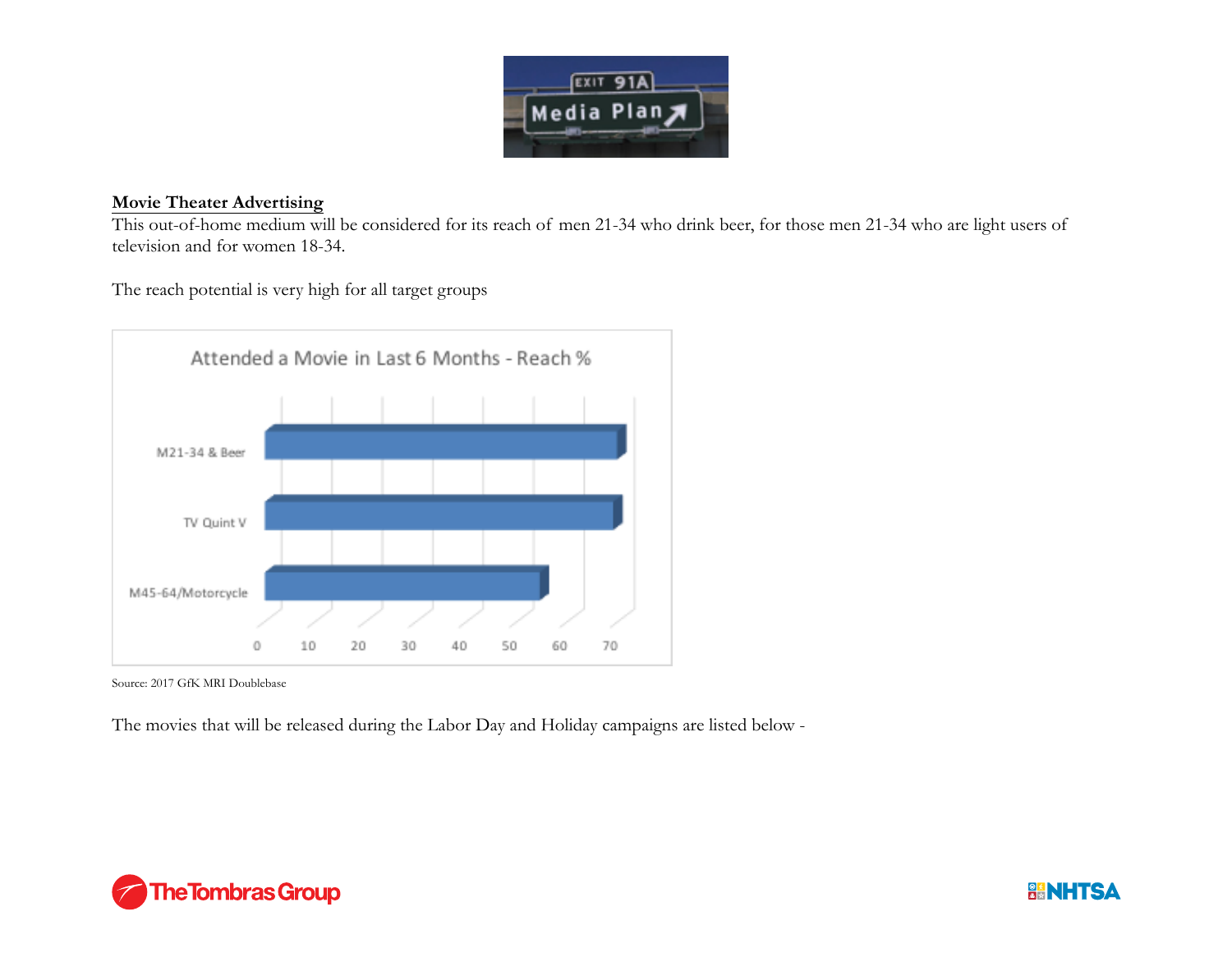## Movie Theater Advertising

This out-of-home medium will be considered for its reach of men 21-34 who drink beer, for those men 21-34 who are light users of television and for women 18-34.

The reach potential is very high for all target groups

Source: 2017 GfK MRI Doublebase

The movies that will be released during the Labor Day and Holiday campaigns are listed below -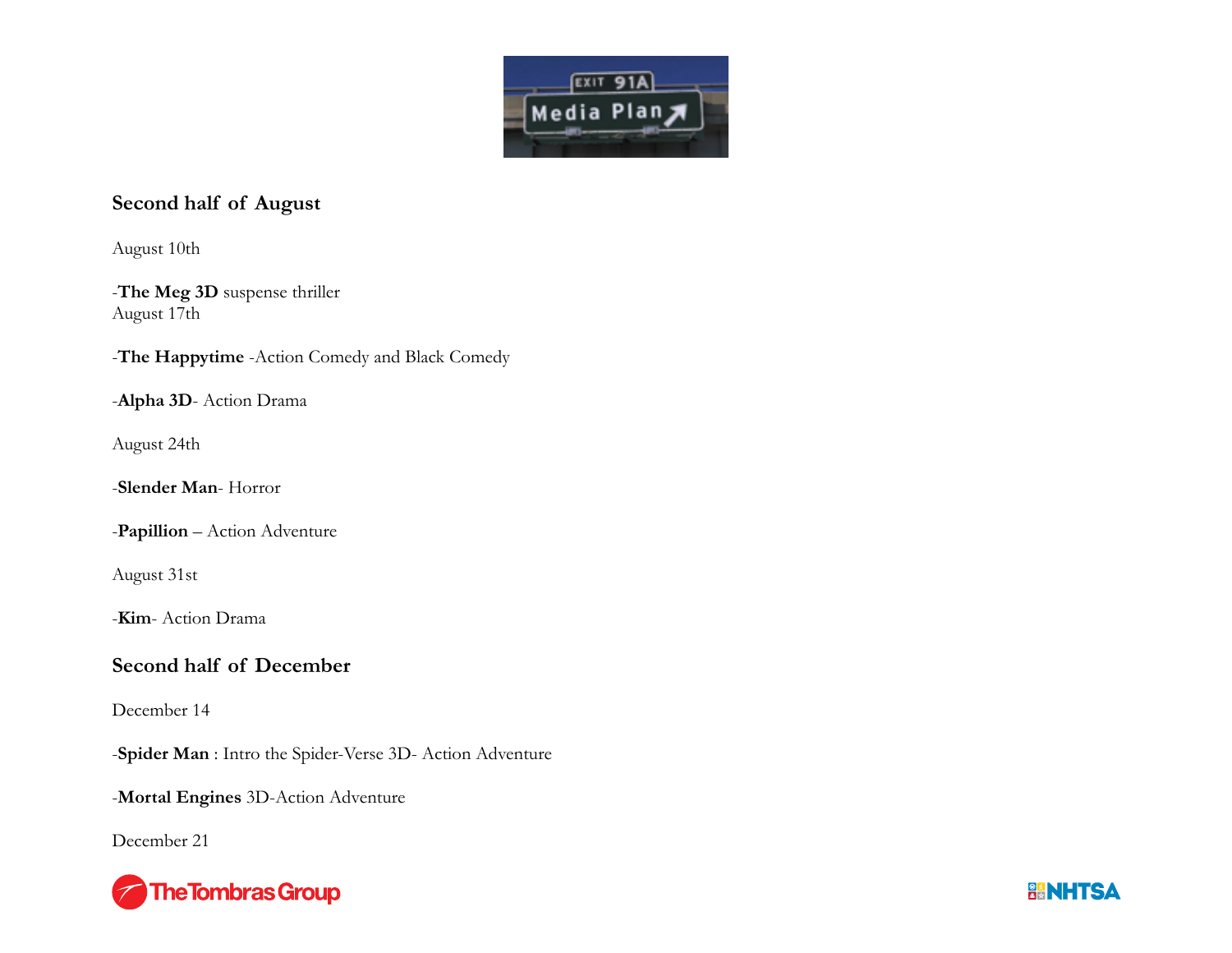## Second half of August

August 10th

-**The Meg 3D** suspense thriller
August 17th

-**The Happytime** -Action Comedy and Black Comedy

-**Alpha 3D**- Action Drama

August 24th

-**Slender Man**- Horror

-**Papillion** – Action Adventure

August 31st

-**Kim**- Action Drama

## Second half of December

December 14

-**Spider Man** : Intro the Spider-Verse 3D- Action Adventure

-**Mortal Engines** 3D-Action Adventure

December 21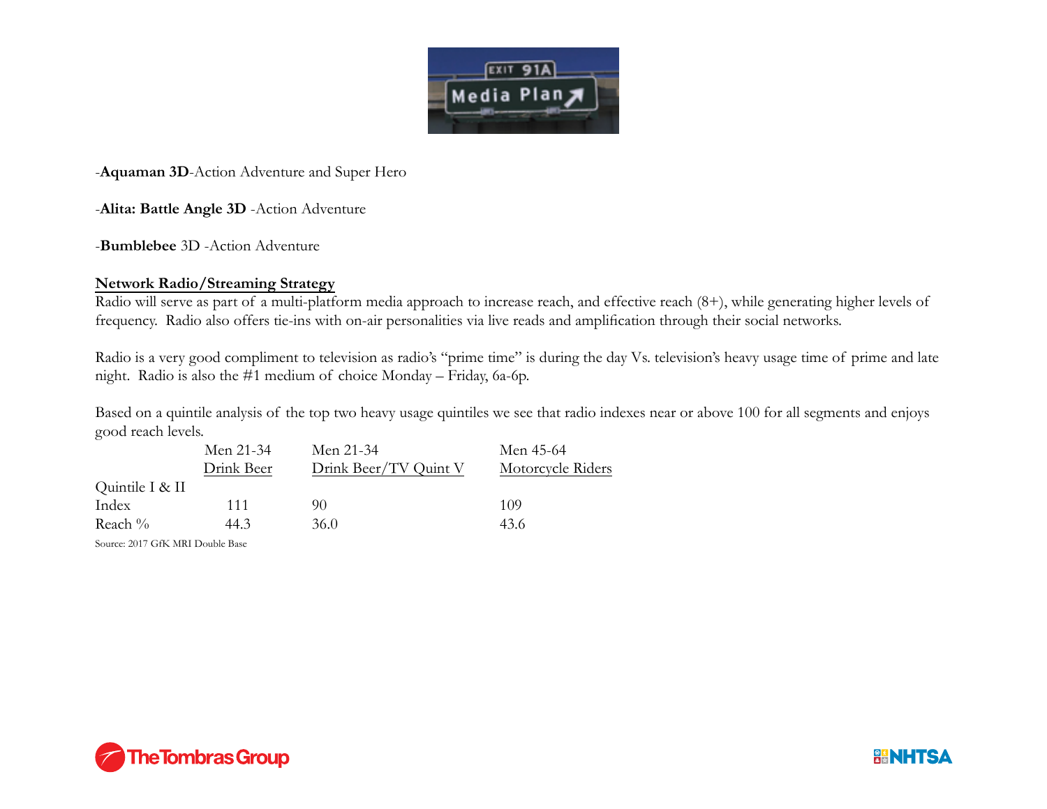-**Aquaman 3D**-Action Adventure and Super Hero

-**Alita: Battle Angle 3D** -Action Adventure

-**Bumblebee** 3D -Action Adventure

**Network Radio/Streaming Strategy**

Radio will serve as part of a multi-platform media approach to increase reach, and effective reach (8+), while generating higher levels of frequency. Radio also offers tie-ins with on-air personalities via live reads and amplification through their social networks.

Radio is a very good compliment to television as radio's "prime time" is during the day Vs. television's heavy usage time of prime and late night. Radio is also the #1 medium of choice Monday – Friday, 6a-6p.

Based on a quintile analysis of the top two heavy usage quintiles we see that radio indexes near or above 100 for all segments and enjoys good reach levels.

| | Men 21-34 Drink Beer | Men 21-34 Drink Beer/TV Quint V | Men 45-64 Motorcycle Riders |
|---|---|---|---|
| Quintile I & II | | | |
| Index | 111 | 90 | 109 |
| Reach % | 44.3 | 36.0 | 43.6 |

Source: 2017 GfK MRI Double Base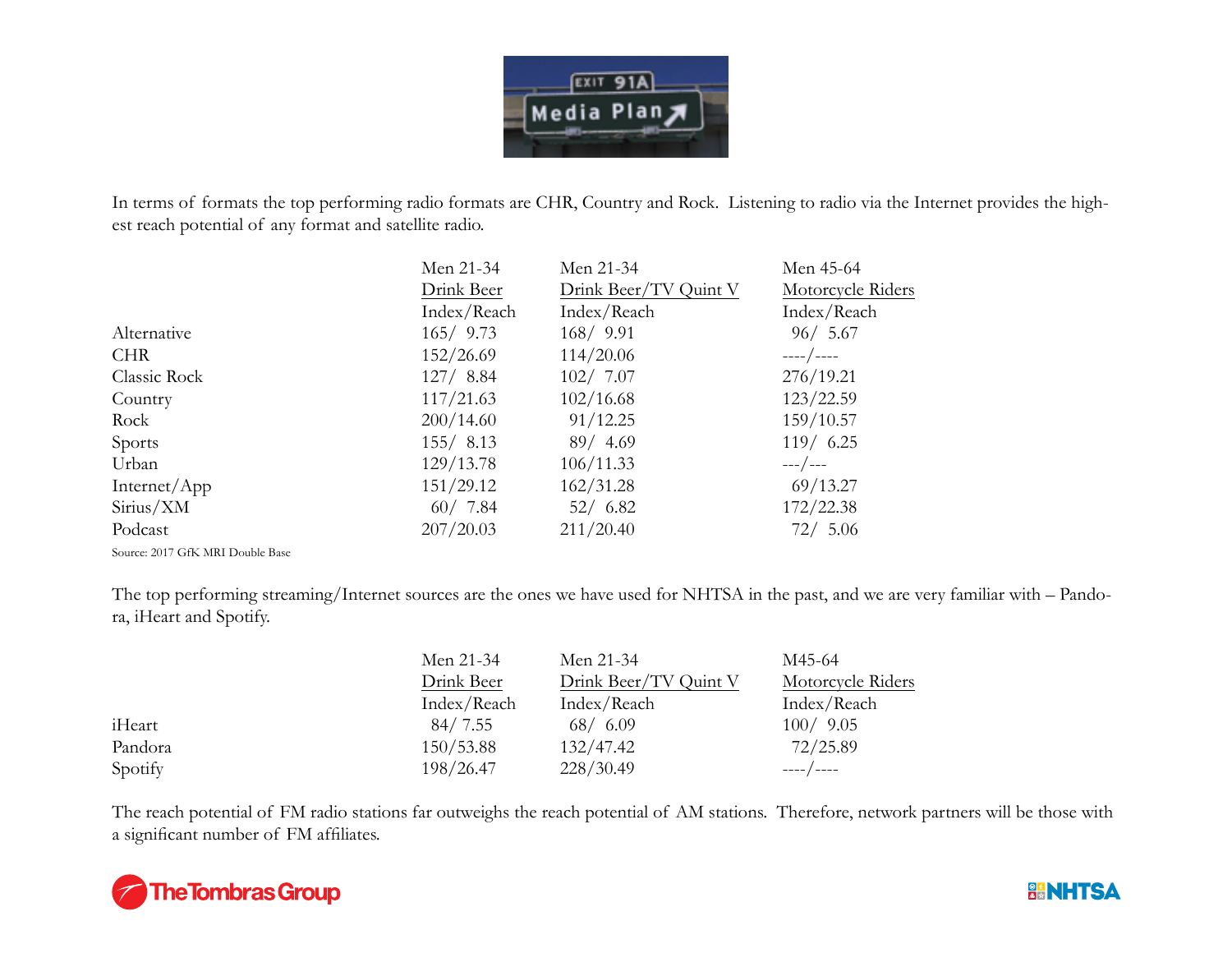In terms of formats the top performing radio formats are CHR, Country and Rock. Listening to radio via the Internet provides the highest reach potential of any format and satellite radio.

| | Men 21-34 Drink Beer | Men 21-34 Drink Beer/TV Quint V | Men 45-64 Motorcycle Riders |
|---|---|---|---|
| | Index/Reach | Index/Reach | Index/Reach |
| Alternative | 165/ 9.73 | 168/ 9.91 | 96/ 5.67 |
| CHR | 152/26.69 | 114/20.06 | ----/---- |
| Classic Rock | 127/ 8.84 | 102/ 7.07 | 276/19.21 |
| Country | 117/21.63 | 102/16.68 | 123/22.59 |
| Rock | 200/14.60 | 91/12.25 | 159/10.57 |
| Sports | 155/ 8.13 | 89/ 4.69 | 119/ 6.25 |
| Urban | 129/13.78 | 106/11.33 | ---/--- |
| Internet/App | 151/29.12 | 162/31.28 | 69/13.27 |
| Sirius/XM | 60/ 7.84 | 52/ 6.82 | 172/22.38 |
| Podcast | 207/20.03 | 211/20.40 | 72/ 5.06 |

Source: 2017 GfK MRI Double Base

The top performing streaming/Internet sources are the ones we have used for NHTSA in the past, and we are very familiar with – Pandora, iHeart and Spotify.

| | Men 21-34 Drink Beer | Men 21-34 Drink Beer/TV Quint V | M45-64 Motorcycle Riders |
|---|---|---|---|
| | Index/Reach | Index/Reach | Index/Reach |
| iHeart | 84/ 7.55 | 68/ 6.09 | 100/ 9.05 |
| Pandora | 150/53.88 | 132/47.42 | 72/25.89 |
| Spotify | 198/26.47 | 228/30.49 | ----/---- |

The reach potential of FM radio stations far outweighs the reach potential of AM stations. Therefore, network partners will be those with a significant number of FM affiliates.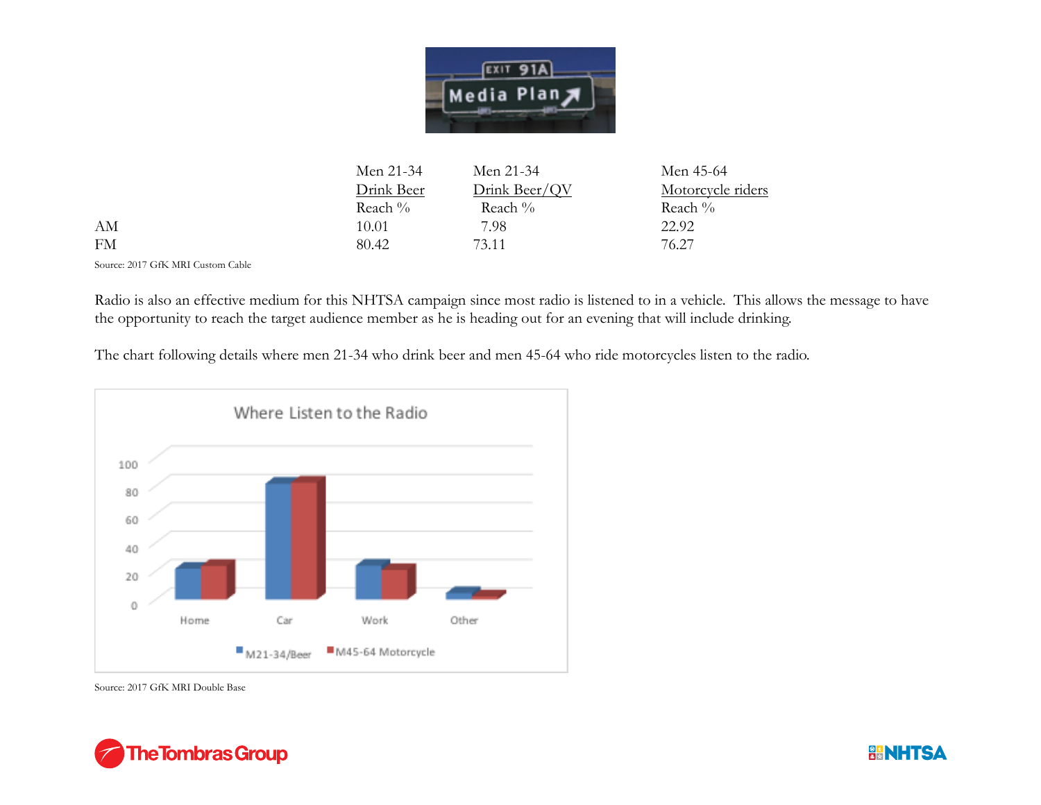| | Men 21-34 Drink Beer Reach % | Men 21-34 Drink Beer/QV Reach % | Men 45-64 Motorcycle riders Reach % |
|---|---|---|---|
| AM | 10.01 | 7.98 | 22.92 |
| FM | 80.42 | 73.11 | 76.27 |

Source: 2017 GfK MRI Custom Cable

Radio is also an effective medium for this NHTSA campaign since most radio is listened to in a vehicle. This allows the message to have the opportunity to reach the target audience member as he is heading out for an evening that will include drinking.

The chart following details where men 21-34 who drink beer and men 45-64 who ride motorcycles listen to the radio.

Where Listen to the Radio

Source: 2017 GfK MRI Double Base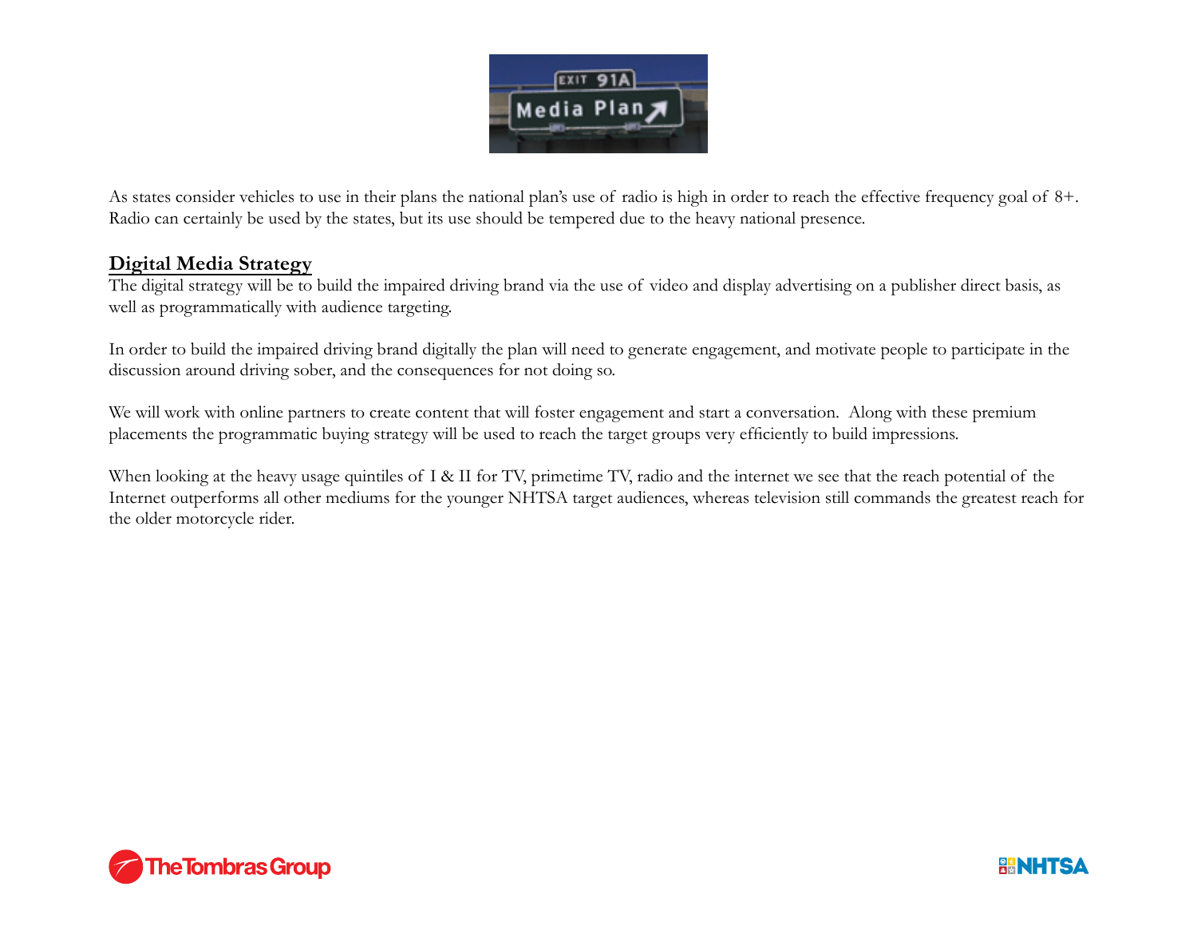As states consider vehicles to use in their plans the national plan's use of radio is high in order to reach the effective frequency goal of 8+. Radio can certainly be used by the states, but its use should be tempered due to the heavy national presence.

## Digital Media Strategy

The digital strategy will be to build the impaired driving brand via the use of video and display advertising on a publisher direct basis, as well as programmatically with audience targeting.

In order to build the impaired driving brand digitally the plan will need to generate engagement, and motivate people to participate in the discussion around driving sober, and the consequences for not doing so.

We will work with online partners to create content that will foster engagement and start a conversation. Along with these premium placements the programmatic buying strategy will be used to reach the target groups very efficiently to build impressions.

When looking at the heavy usage quintiles of I & II for TV, primetime TV, radio and the internet we see that the reach potential of the Internet outperforms all other mediums for the younger NHTSA target audiences, whereas television still commands the greatest reach for the older motorcycle rider.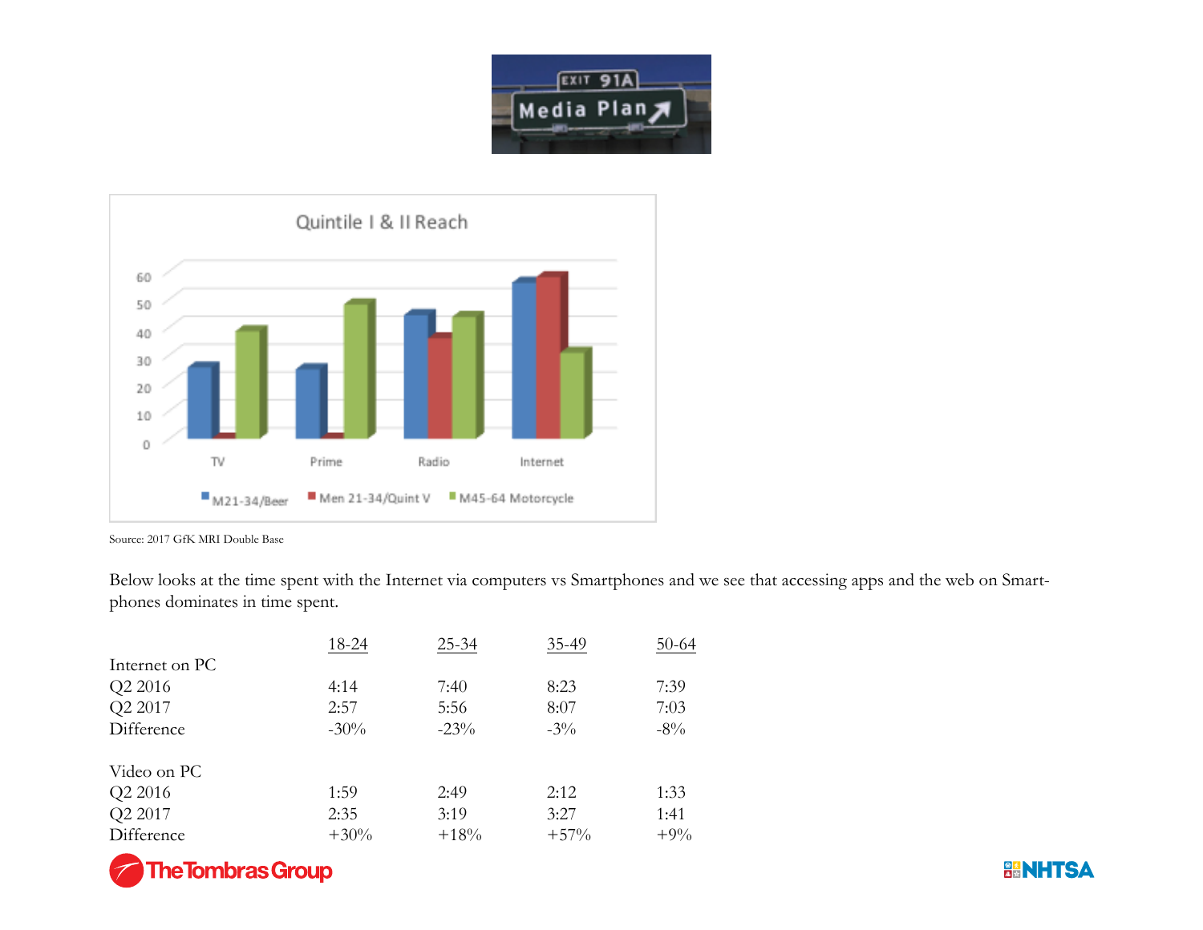Quintile I & II Reach

Source: 2017 GfK MRI Double Base

Below looks at the time spent with the Internet via computers vs Smartphones and we see that accessing apps and the web on Smart-phones dominates in time spent.

| | 18-24 | 25-34 | 35-49 | 50-64 |
|---|---|---|---|---|
| Internet on PC | | | | |
| Q2 2016 | 4:14 | 7:40 | 8:23 | 7:39 |
| Q2 2017 | 2:57 | 5:56 | 8:07 | 7:03 |
| Difference | -30% | -23% | -3% | -8% |
| | | | | |
| Video on PC | | | | |
| Q2 2016 | 1:59 | 2:49 | 2:12 | 1:33 |
| Q2 2017 | 2:35 | 3:19 | 3:27 | 1:41 |
| Difference | +30% | +18% | +57% | +9% |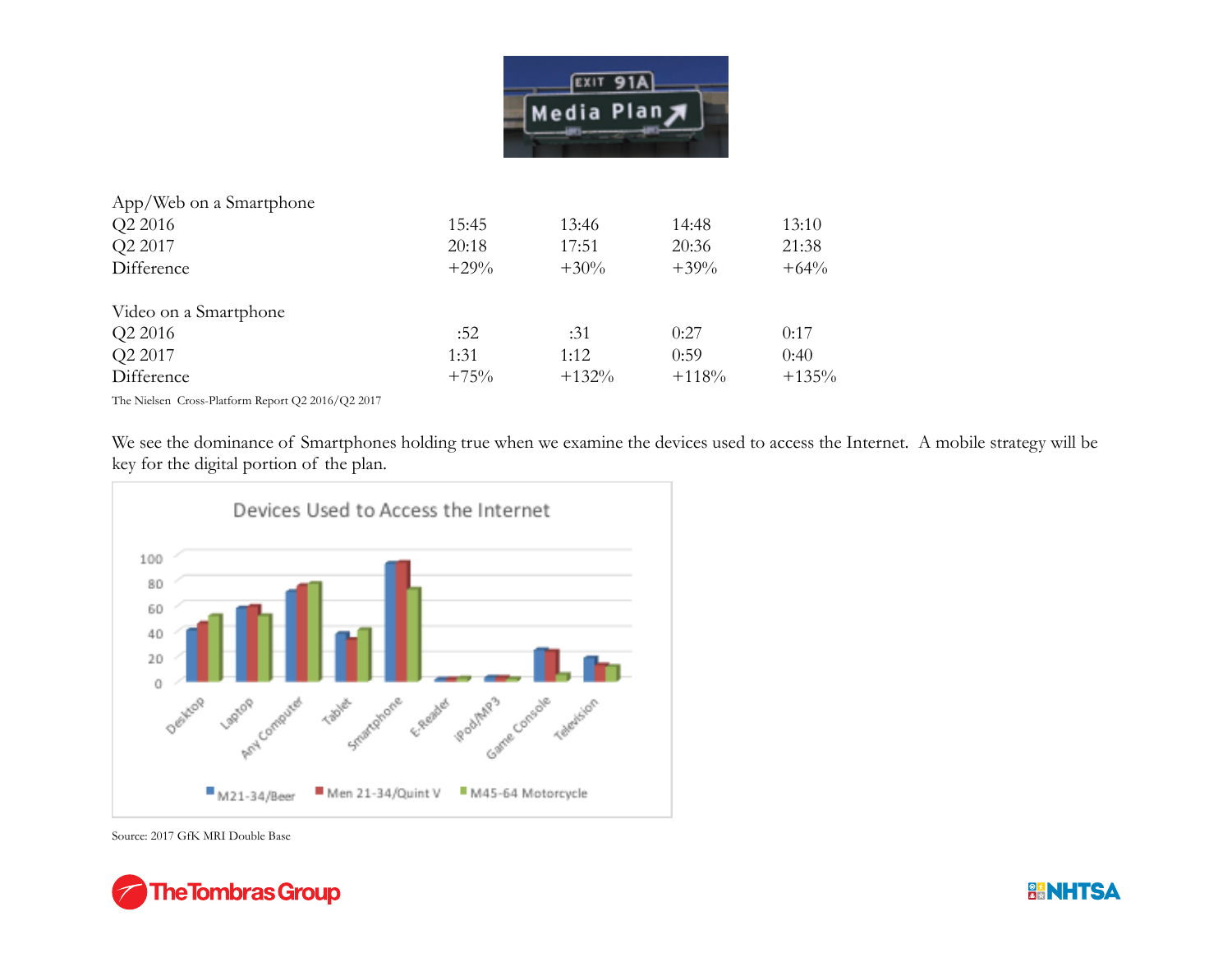| App/Web on a Smartphone | | | | |
|---|---|---|---|---|
| Q2 2016 | 15:45 | 13:46 | 14:48 | 13:10 |
| Q2 2017 | 20:18 | 17:51 | 20:36 | 21:38 |
| Difference | +29% | +30% | +39% | +64% |

| Video on a Smartphone | | | | |
|---|---|---|---|---|
| Q2 2016 | :52 | :31 | 0:27 | 0:17 |
| Q2 2017 | 1:31 | 1:12 | 0:59 | 0:40 |
| Difference | +75% | +132% | +118% | +135% |

The Nielsen Cross-Platform Report Q2 2016/Q2 2017

We see the dominance of Smartphones holding true when we examine the devices used to access the Internet. A mobile strategy will be key for the digital portion of the plan.

Source: 2017 GfK MRI Double Base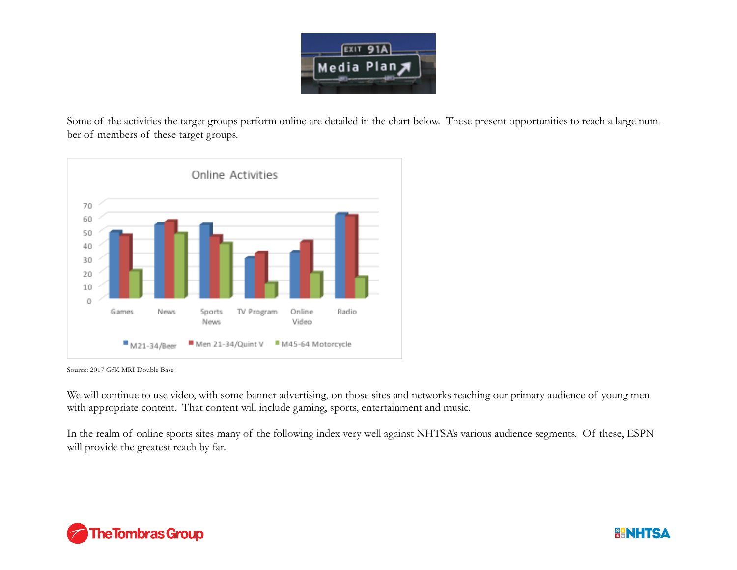Some of the activities the target groups perform online are detailed in the chart below. These present opportunities to reach a large number of members of these target groups.

Source: 2017 GfK MRI Double Base

We will continue to use video, with some banner advertising, on those sites and networks reaching our primary audience of young men with appropriate content. That content will include gaming, sports, entertainment and music.

In the realm of online sports sites many of the following index very well against NHTSA's various audience segments. Of these, ESPN will provide the greatest reach by far.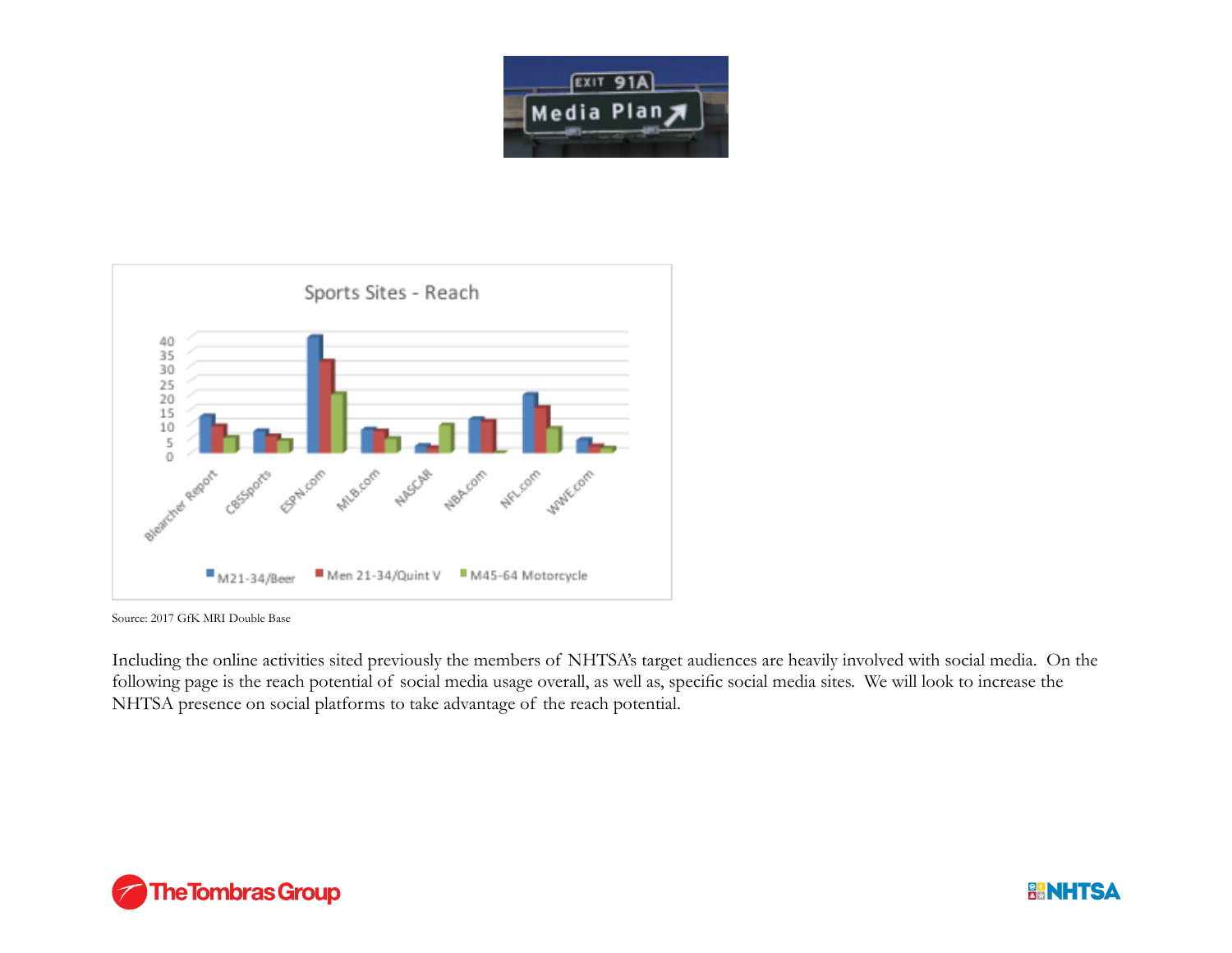Source: 2017 GfK MRI Double Base

Including the online activities sited previously the members of NHTSA's target audiences are heavily involved with social media. On the following page is the reach potential of social media usage overall, as well as, specific social media sites. We will look to increase the NHTSA presence on social platforms to take advantage of the reach potential.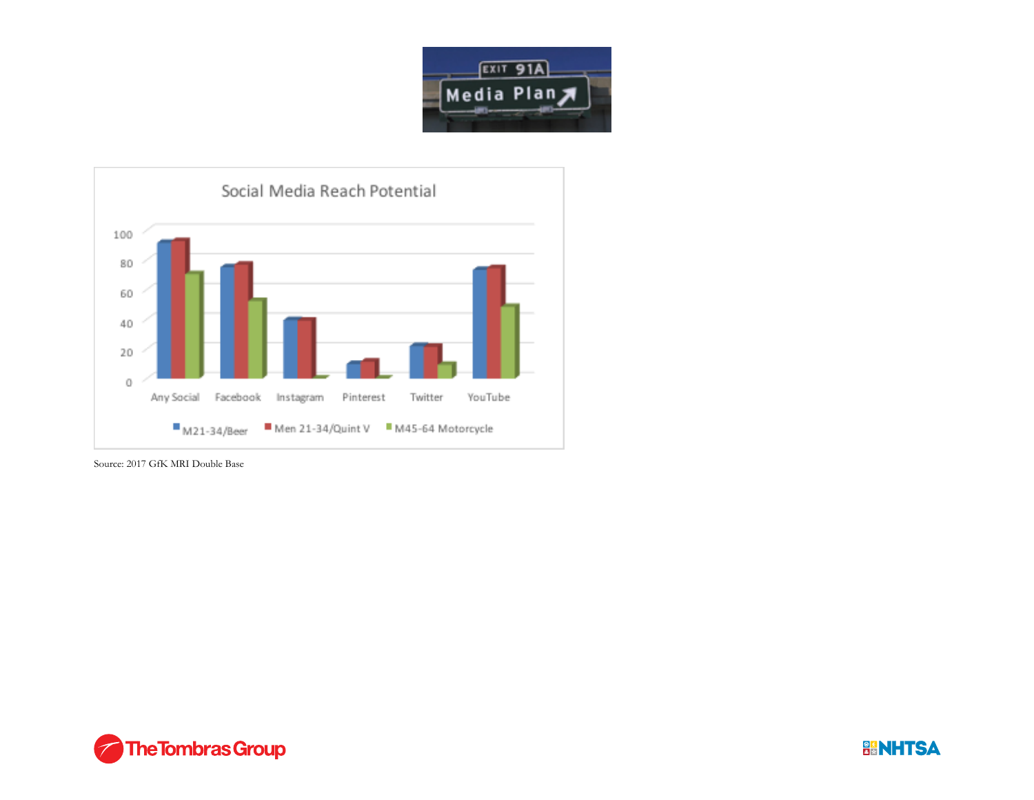Social Media Reach Potential

| | M21-34/Beer | Men 21-34/Quint V | M45-64 Motorcycle |
|---|---|---|---|
| Any Social | | | |
| Facebook | | | |
| Instagram | | | |
| Pinterest | | | |
| Twitter | | | |
| YouTube | | | |

Source: 2017 GfK MRI Double Base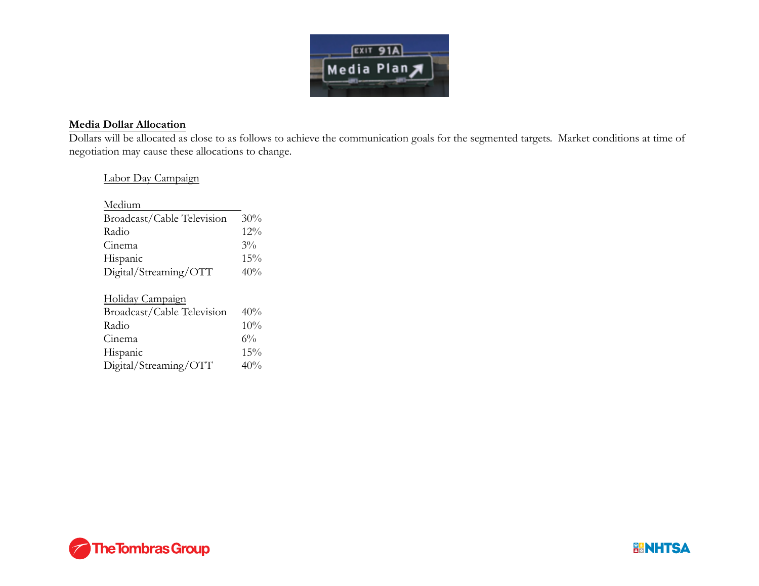**Media Dollar Allocation**

Dollars will be allocated as close to as follows to achieve the communication goals for the segmented targets. Market conditions at time of negotiation may cause these allocations to change.

Labor Day Campaign

| Medium | |
|---|---|
| Broadcast/Cable Television | 30% |
| Radio | 12% |
| Cinema | 3% |
| Hispanic | 15% |
| Digital/Streaming/OTT | 40% |

Holiday Campaign

| | |
|---|---|
| Broadcast/Cable Television | 40% |
| Radio | 10% |
| Cinema | 6% |
| Hispanic | 15% |
| Digital/Streaming/OTT | 40% |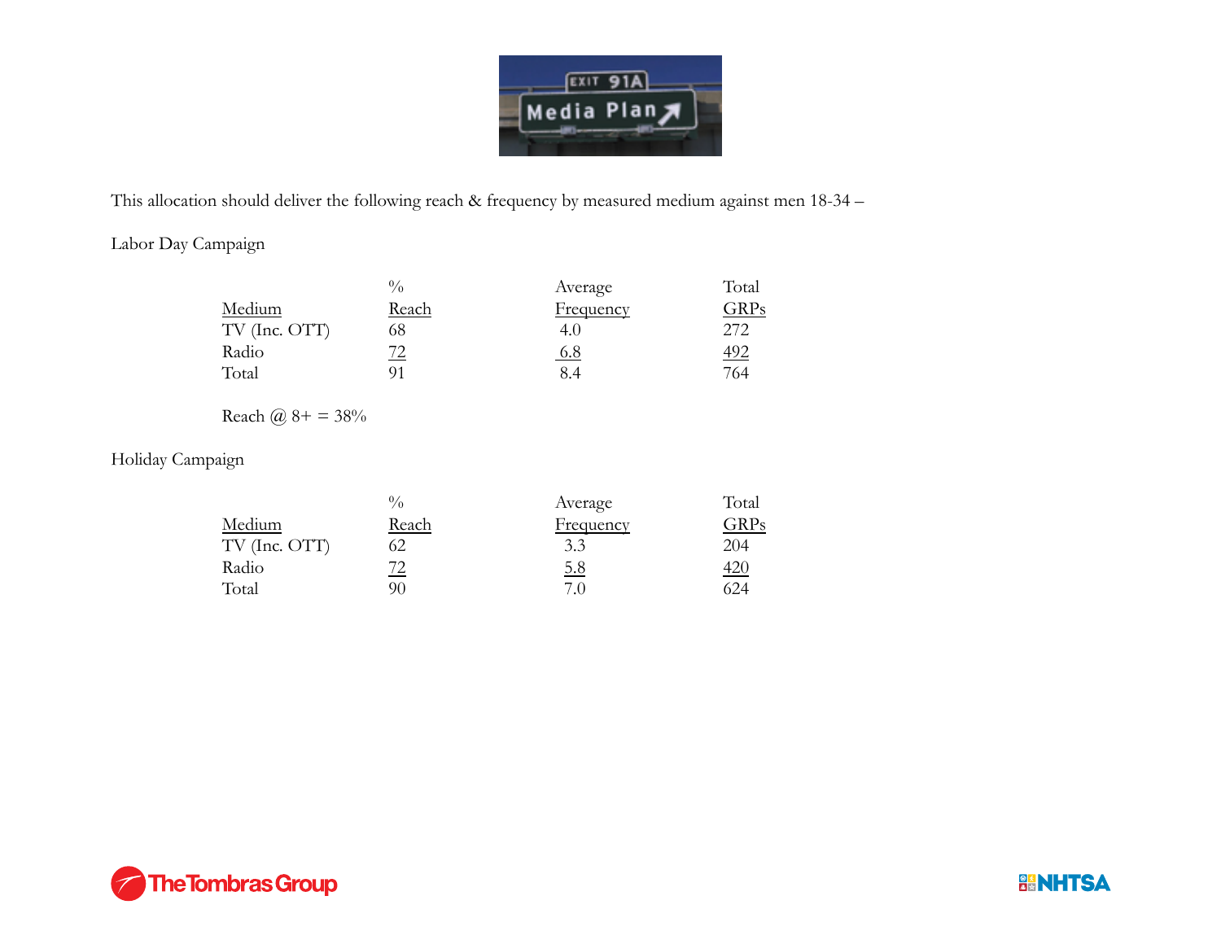This allocation should deliver the following reach & frequency by measured medium against men 18-34 –

Labor Day Campaign

| Medium | % Reach | Average Frequency | Total GRPs |
|---|---|---|---|
| TV (Inc. OTT) | 68 | 4.0 | 272 |
| Radio | 72 | 6.8 | 492 |
| Total | 91 | 8.4 | 764 |

Reach @ 8+ = 38%

Holiday Campaign

| Medium | % Reach | Average Frequency | Total GRPs |
|---|---|---|---|
| TV (Inc. OTT) | 62 | 3.3 | 204 |
| Radio | 72 | 5.8 | 420 |
| Total | 90 | 7.0 | 624 |